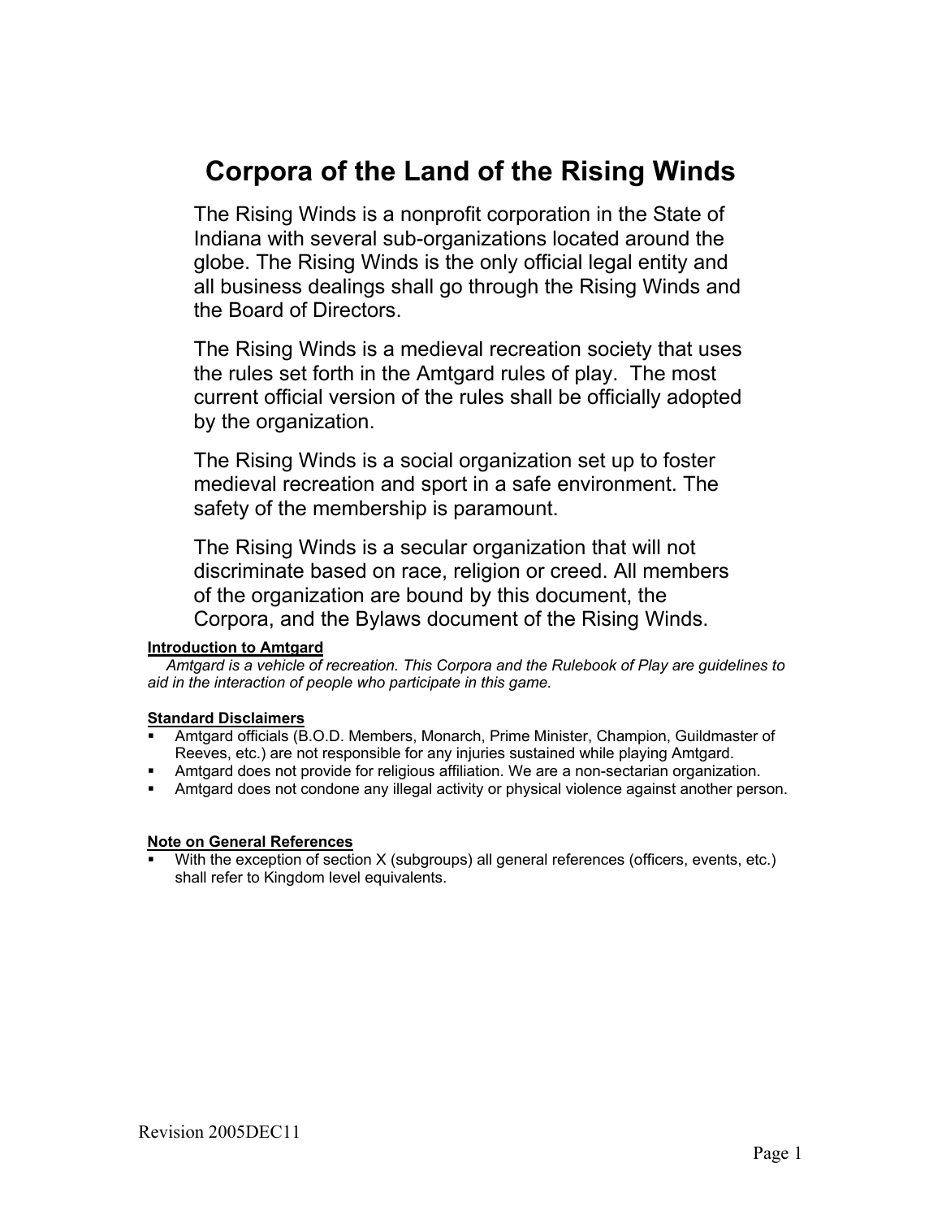# Corpora of the Land of the Rising Winds

The Rising Winds is a nonprofit corporation in the State of Indiana with several sub-organizations located around the globe. The Rising Winds is the only official legal entity and all business dealings shall go through the Rising Winds and the Board of Directors.

The Rising Winds is a medieval recreation society that uses the rules set forth in the Amtgard rules of play. The most current official version of the rules shall be officially adopted by the organization.

The Rising Winds is a social organization set up to foster medieval recreation and sport in a safe environment. The safety of the membership is paramount.

The Rising Winds is a secular organization that will not discriminate based on race, religion or creed. All members of the organization are bound by this document, the Corpora, and the Bylaws document of the Rising Winds.

**Introduction to Amtgard**

*Amtgard is a vehicle of recreation. This Corpora and the Rulebook of Play are guidelines to aid in the interaction of people who participate in this game.*

**Standard Disclaimers**

- Amtgard officials (B.O.D. Members, Monarch, Prime Minister, Champion, Guildmaster of Reeves, etc.) are not responsible for any injuries sustained while playing Amtgard.
- Amtgard does not provide for religious affiliation. We are a non-sectarian organization.
- Amtgard does not condone any illegal activity or physical violence against another person.

**Note on General References**

- With the exception of section X (subgroups) all general references (officers, events, etc.) shall refer to Kingdom level equivalents.

Revision 2005DEC11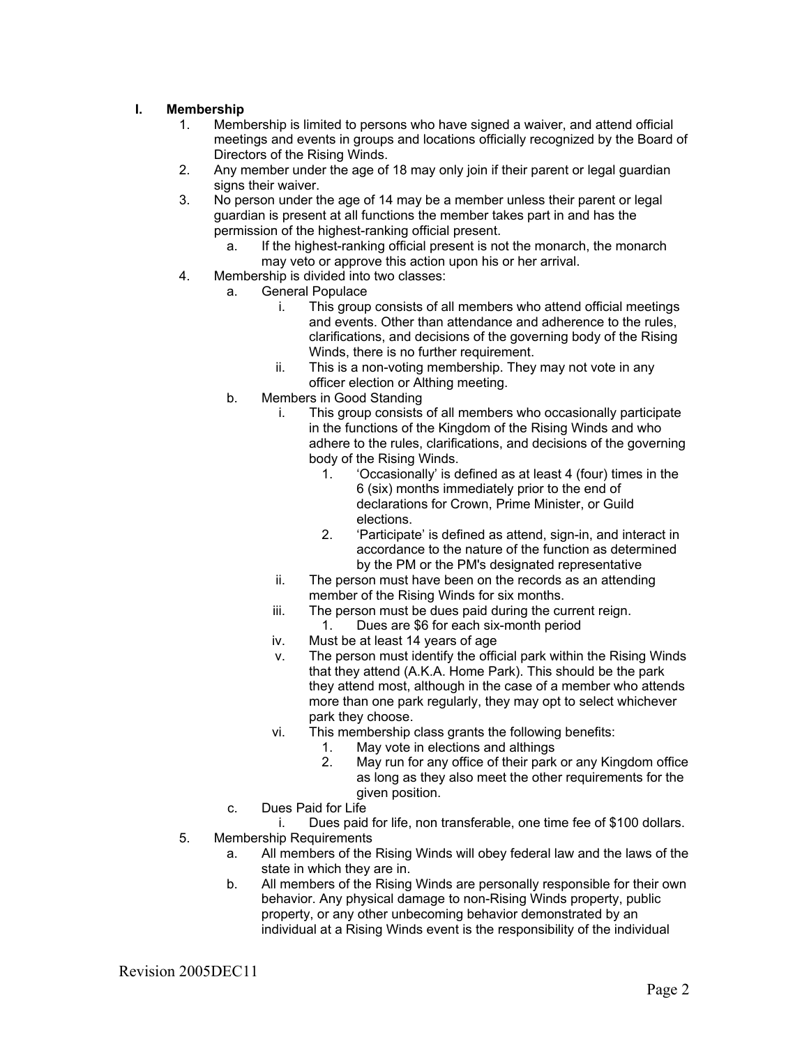## I. Membership

1. Membership is limited to persons who have signed a waiver, and attend official meetings and events in groups and locations officially recognized by the Board of Directors of the Rising Winds.
2. Any member under the age of 18 may only join if their parent or legal guardian signs their waiver.
3. No person under the age of 14 may be a member unless their parent or legal guardian is present at all functions the member takes part in and has the permission of the highest-ranking official present.
    a. If the highest-ranking official present is not the monarch, the monarch may veto or approve this action upon his or her arrival.
4. Membership is divided into two classes:
    a. General Populace
        i. This group consists of all members who attend official meetings and events. Other than attendance and adherence to the rules, clarifications, and decisions of the governing body of the Rising Winds, there is no further requirement.
        ii. This is a non-voting membership. They may not vote in any officer election or Althing meeting.
    b. Members in Good Standing
        i. This group consists of all members who occasionally participate in the functions of the Kingdom of the Rising Winds and who adhere to the rules, clarifications, and decisions of the governing body of the Rising Winds.
            1. ‘Occasionally’ is defined as at least 4 (four) times in the 6 (six) months immediately prior to the end of declarations for Crown, Prime Minister, or Guild elections.
            2. ‘Participate’ is defined as attend, sign-in, and interact in accordance to the nature of the function as determined by the PM or the PM's designated representative
        ii. The person must have been on the records as an attending member of the Rising Winds for six months.
        iii. The person must be dues paid during the current reign.
            1. Dues are $6 for each six-month period
        iv. Must be at least 14 years of age
        v. The person must identify the official park within the Rising Winds that they attend (A.K.A. Home Park). This should be the park they attend most, although in the case of a member who attends more than one park regularly, they may opt to select whichever park they choose.
        vi. This membership class grants the following benefits:
            1. May vote in elections and althings
            2. May run for any office of their park or any Kingdom office as long as they also meet the other requirements for the given position.
    c. Dues Paid for Life
        i. Dues paid for life, non transferable, one time fee of $100 dollars.
5. Membership Requirements
    a. All members of the Rising Winds will obey federal law and the laws of the state in which they are in.
    b. All members of the Rising Winds are personally responsible for their own behavior. Any physical damage to non-Rising Winds property, public property, or any other unbecoming behavior demonstrated by an individual at a Rising Winds event is the responsibility of the individual

Revision 2005DEC11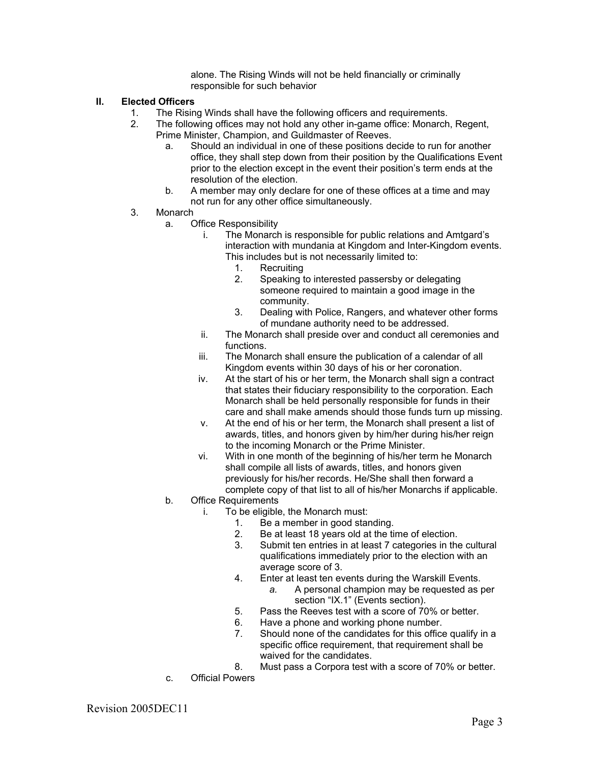alone. The Rising Winds will not be held financially or criminally responsible for such behavior

## II. Elected Officers

1. The Rising Winds shall have the following officers and requirements.
2. The following offices may not hold any other in-game office: Monarch, Regent, Prime Minister, Champion, and Guildmaster of Reeves.
   a. Should an individual in one of these positions decide to run for another office, they shall step down from their position by the Qualifications Event prior to the election except in the event their position's term ends at the resolution of the election.
   b. A member may only declare for one of these offices at a time and may not run for any other office simultaneously.
3. Monarch
   a. Office Responsibility
      i. The Monarch is responsible for public relations and Amtgard's interaction with mundania at Kingdom and Inter-Kingdom events. This includes but is not necessarily limited to:
         1. Recruiting
         2. Speaking to interested passersby or delegating someone required to maintain a good image in the community.
         3. Dealing with Police, Rangers, and whatever other forms of mundane authority need to be addressed.
      ii. The Monarch shall preside over and conduct all ceremonies and functions.
      iii. The Monarch shall ensure the publication of a calendar of all Kingdom events within 30 days of his or her coronation.
      iv. At the start of his or her term, the Monarch shall sign a contract that states their fiduciary responsibility to the corporation. Each Monarch shall be held personally responsible for funds in their care and shall make amends should those funds turn up missing.
      v. At the end of his or her term, the Monarch shall present a list of awards, titles, and honors given by him/her during his/her reign to the incoming Monarch or the Prime Minister.
      vi. With in one month of the beginning of his/her term he Monarch shall compile all lists of awards, titles, and honors given previously for his/her records. He/She shall then forward a complete copy of that list to all of his/her Monarchs if applicable.
   b. Office Requirements
      i. To be eligible, the Monarch must:
         1. Be a member in good standing.
         2. Be at least 18 years old at the time of election.
         3. Submit ten entries in at least 7 categories in the cultural qualifications immediately prior to the election with an average score of 3.
         4. Enter at least ten events during the Warskill Events.
            *a.* A personal champion may be requested as per section "IX.1" (Events section).
         5. Pass the Reeves test with a score of 70% or better.
         6. Have a phone and working phone number.
         7. Should none of the candidates for this office qualify in a specific office requirement, that requirement shall be waived for the candidates.
         8. Must pass a Corpora test with a score of 70% or better.
   c. Official Powers

Revision 2005DEC11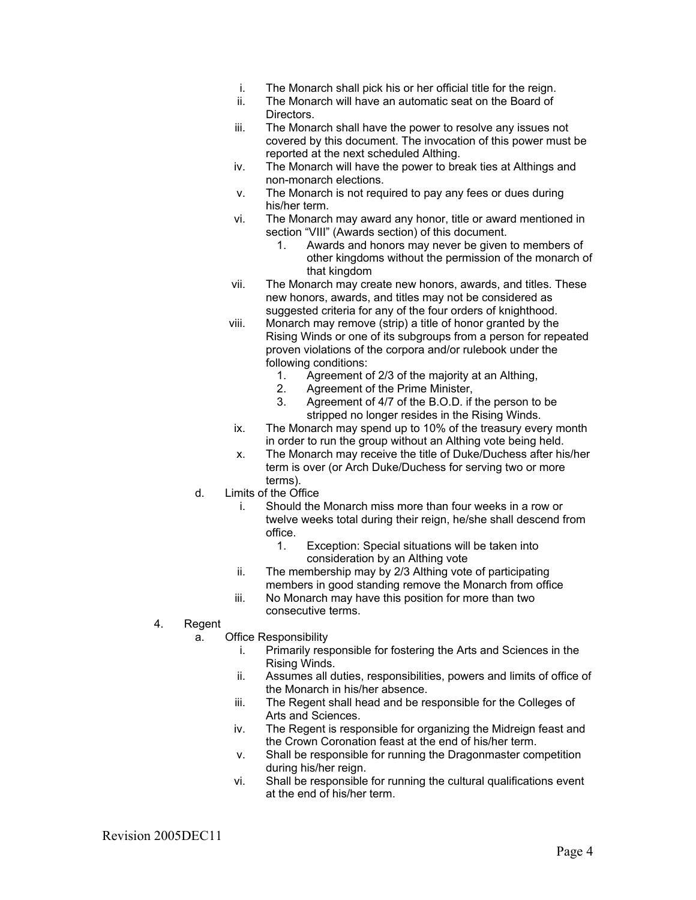i. The Monarch shall pick his or her official title for the reign.
ii. The Monarch will have an automatic seat on the Board of Directors.
iii. The Monarch shall have the power to resolve any issues not covered by this document. The invocation of this power must be reported at the next scheduled Althing.
iv. The Monarch will have the power to break ties at Althings and non-monarch elections.
v. The Monarch is not required to pay any fees or dues during his/her term.
vi. The Monarch may award any honor, title or award mentioned in section "VIII" (Awards section) of this document.
    1. Awards and honors may never be given to members of other kingdoms without the permission of the monarch of that kingdom
vii. The Monarch may create new honors, awards, and titles. These new honors, awards, and titles may not be considered as suggested criteria for any of the four orders of knighthood.
viii. Monarch may remove (strip) a title of honor granted by the Rising Winds or one of its subgroups from a person for repeated proven violations of the corpora and/or rulebook under the following conditions:
    1. Agreement of 2/3 of the majority at an Althing,
    2. Agreement of the Prime Minister,
    3. Agreement of 4/7 of the B.O.D. if the person to be stripped no longer resides in the Rising Winds.
ix. The Monarch may spend up to 10% of the treasury every month in order to run the group without an Althing vote being held.
x. The Monarch may receive the title of Duke/Duchess after his/her term is over (or Arch Duke/Duchess for serving two or more terms).

d. Limits of the Office
    i. Should the Monarch miss more than four weeks in a row or twelve weeks total during their reign, he/she shall descend from office.
        1. Exception: Special situations will be taken into consideration by an Althing vote
    ii. The membership may by 2/3 Althing vote of participating members in good standing remove the Monarch from office
    iii. No Monarch may have this position for more than two consecutive terms.

4. Regent
    a. Office Responsibility
        i. Primarily responsible for fostering the Arts and Sciences in the Rising Winds.
        ii. Assumes all duties, responsibilities, powers and limits of office of the Monarch in his/her absence.
        iii. The Regent shall head and be responsible for the Colleges of Arts and Sciences.
        iv. The Regent is responsible for organizing the Midreign feast and the Crown Coronation feast at the end of his/her term.
        v. Shall be responsible for running the Dragonmaster competition during his/her reign.
        vi. Shall be responsible for running the cultural qualifications event at the end of his/her term.

Revision 2005DEC11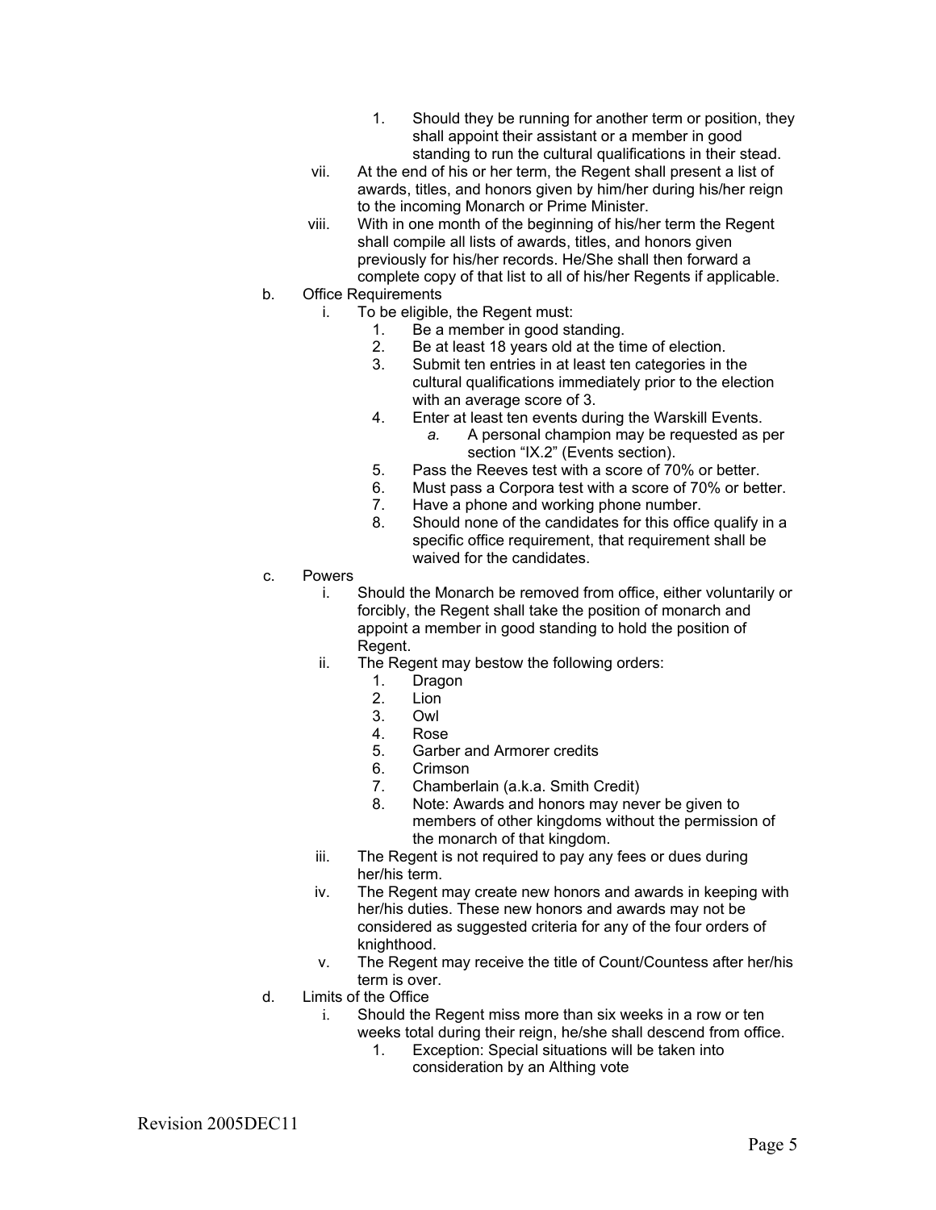1. Should they be running for another term or position, they shall appoint their assistant or a member in good standing to run the cultural qualifications in their stead.

   vii. At the end of his or her term, the Regent shall present a list of awards, titles, and honors given by him/her during his/her reign to the incoming Monarch or Prime Minister.

   viii. With in one month of the beginning of his/her term the Regent shall compile all lists of awards, titles, and honors given previously for his/her records. He/She shall then forward a complete copy of that list to all of his/her Regents if applicable.

b. Office Requirements

   i. To be eligible, the Regent must:

      1. Be a member in good standing.
      2. Be at least 18 years old at the time of election.
      3. Submit ten entries in at least ten categories in the cultural qualifications immediately prior to the election with an average score of 3.
      4. Enter at least ten events during the Warskill Events.
         - *a.* A personal champion may be requested as per section "IX.2" (Events section).
      5. Pass the Reeves test with a score of 70% or better.
      6. Must pass a Corpora test with a score of 70% or better.
      7. Have a phone and working phone number.
      8. Should none of the candidates for this office qualify in a specific office requirement, that requirement shall be waived for the candidates.

c. Powers

   i. Should the Monarch be removed from office, either voluntarily or forcibly, the Regent shall take the position of monarch and appoint a member in good standing to hold the position of Regent.

   ii. The Regent may bestow the following orders:

      1. Dragon
      2. Lion
      3. Owl
      4. Rose
      5. Garber and Armorer credits
      6. Crimson
      7. Chamberlain (a.k.a. Smith Credit)
      8. Note: Awards and honors may never be given to members of other kingdoms without the permission of the monarch of that kingdom.

   iii. The Regent is not required to pay any fees or dues during her/his term.

   iv. The Regent may create new honors and awards in keeping with her/his duties. These new honors and awards may not be considered as suggested criteria for any of the four orders of knighthood.

   v. The Regent may receive the title of Count/Countess after her/his term is over.

d. Limits of the Office

   i. Should the Regent miss more than six weeks in a row or ten weeks total during their reign, he/she shall descend from office.

      1. Exception: Special situations will be taken into consideration by an Althing vote

Revision 2005DEC11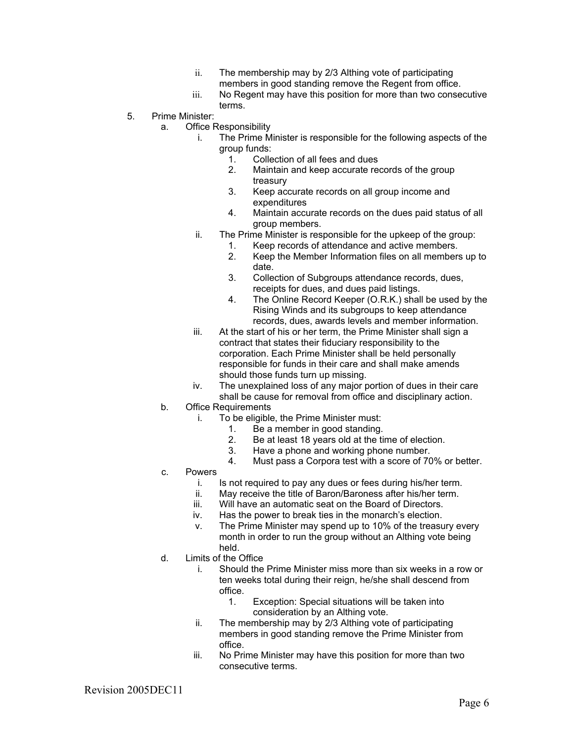- ii. The membership may by 2/3 Althing vote of participating members in good standing remove the Regent from office.
   - iii. No Regent may have this position for more than two consecutive terms.

5. Prime Minister:
   - a. Office Responsibility
     - i. The Prime Minister is responsible for the following aspects of the group funds:
       1. Collection of all fees and dues
       2. Maintain and keep accurate records of the group treasury
       3. Keep accurate records on all group income and expenditures
       4. Maintain accurate records on the dues paid status of all group members.
     - ii. The Prime Minister is responsible for the upkeep of the group:
       1. Keep records of attendance and active members.
       2. Keep the Member Information files on all members up to date.
       3. Collection of Subgroups attendance records, dues, receipts for dues, and dues paid listings.
       4. The Online Record Keeper (O.R.K.) shall be used by the Rising Winds and its subgroups to keep attendance records, dues, awards levels and member information.
     - iii. At the start of his or her term, the Prime Minister shall sign a contract that states their fiduciary responsibility to the corporation. Each Prime Minister shall be held personally responsible for funds in their care and shall make amends should those funds turn up missing.
     - iv. The unexplained loss of any major portion of dues in their care shall be cause for removal from office and disciplinary action.
   - b. Office Requirements
     - i. To be eligible, the Prime Minister must:
       1. Be a member in good standing.
       2. Be at least 18 years old at the time of election.
       3. Have a phone and working phone number.
       4. Must pass a Corpora test with a score of 70% or better.
   - c. Powers
     - i. Is not required to pay any dues or fees during his/her term.
     - ii. May receive the title of Baron/Baroness after his/her term.
     - iii. Will have an automatic seat on the Board of Directors.
     - iv. Has the power to break ties in the monarch's election.
     - v. The Prime Minister may spend up to 10% of the treasury every month in order to run the group without an Althing vote being held.
   - d. Limits of the Office
     - i. Should the Prime Minister miss more than six weeks in a row or ten weeks total during their reign, he/she shall descend from office.
       1. Exception: Special situations will be taken into consideration by an Althing vote.
     - ii. The membership may by 2/3 Althing vote of participating members in good standing remove the Prime Minister from office.
     - iii. No Prime Minister may have this position for more than two consecutive terms.

Revision 2005DEC11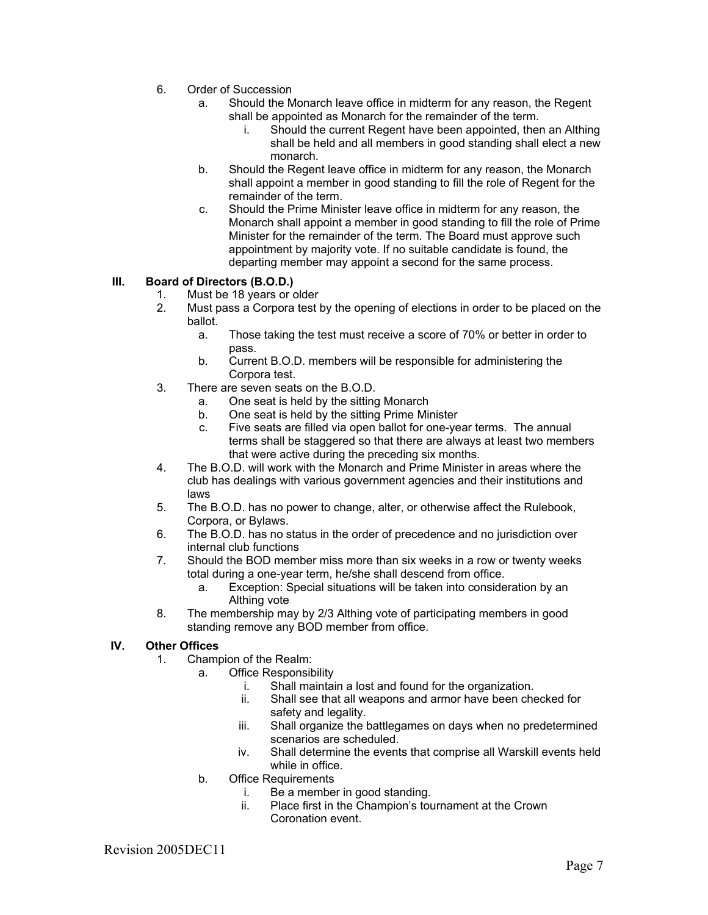6. Order of Succession
    a. Should the Monarch leave office in midterm for any reason, the Regent shall be appointed as Monarch for the remainder of the term.
        i. Should the current Regent have been appointed, then an Althing shall be held and all members in good standing shall elect a new monarch.
    b. Should the Regent leave office in midterm for any reason, the Monarch shall appoint a member in good standing to fill the role of Regent for the remainder of the term.
    c. Should the Prime Minister leave office in midterm for any reason, the Monarch shall appoint a member in good standing to fill the role of Prime Minister for the remainder of the term. The Board must approve such appointment by majority vote. If no suitable candidate is found, the departing member may appoint a second for the same process.

## III. Board of Directors (B.O.D.)

1. Must be 18 years or older
2. Must pass a Corpora test by the opening of elections in order to be placed on the ballot.
    a. Those taking the test must receive a score of 70% or better in order to pass.
    b. Current B.O.D. members will be responsible for administering the Corpora test.
3. There are seven seats on the B.O.D.
    a. One seat is held by the sitting Monarch
    b. One seat is held by the sitting Prime Minister
    c. Five seats are filled via open ballot for one-year terms. The annual terms shall be staggered so that there are always at least two members that were active during the preceding six months.
4. The B.O.D. will work with the Monarch and Prime Minister in areas where the club has dealings with various government agencies and their institutions and laws
5. The B.O.D. has no power to change, alter, or otherwise affect the Rulebook, Corpora, or Bylaws.
6. The B.O.D. has no status in the order of precedence and no jurisdiction over internal club functions
7. Should the BOD member miss more than six weeks in a row or twenty weeks total during a one-year term, he/she shall descend from office.
    a. Exception: Special situations will be taken into consideration by an Althing vote
8. The membership may by 2/3 Althing vote of participating members in good standing remove any BOD member from office.

## IV. Other Offices

1. Champion of the Realm:
    a. Office Responsibility
        i. Shall maintain a lost and found for the organization.
        ii. Shall see that all weapons and armor have been checked for safety and legality.
        iii. Shall organize the battlegames on days when no predetermined scenarios are scheduled.
        iv. Shall determine the events that comprise all Warskill events held while in office.
    b. Office Requirements
        i. Be a member in good standing.
        ii. Place first in the Champion's tournament at the Crown Coronation event.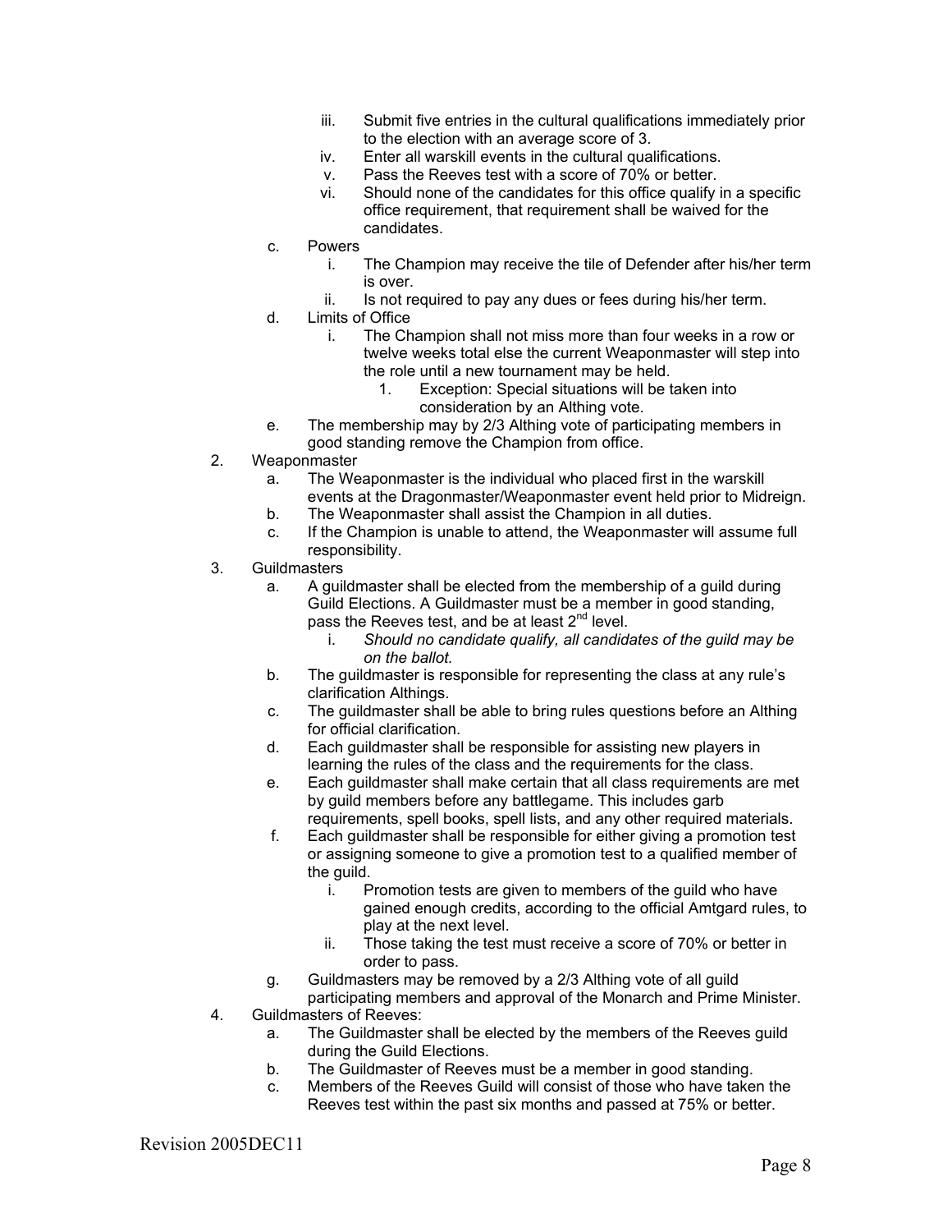iii. Submit five entries in the cultural qualifications immediately prior to the election with an average score of 3.
iv. Enter all warskill events in the cultural qualifications.
v. Pass the Reeves test with a score of 70% or better.
vi. Should none of the candidates for this office qualify in a specific office requirement, that requirement shall be waived for the candidates.

c. Powers
   i. The Champion may receive the tile of Defender after his/her term is over.
   ii. Is not required to pay any dues or fees during his/her term.

d. Limits of Office
   i. The Champion shall not miss more than four weeks in a row or twelve weeks total else the current Weaponmaster will step into the role until a new tournament may be held.
      1. Exception: Special situations will be taken into consideration by an Althing vote.

e. The membership may by 2/3 Althing vote of participating members in good standing remove the Champion from office.

2. Weaponmaster
   a. The Weaponmaster is the individual who placed first in the warskill events at the Dragonmaster/Weaponmaster event held prior to Midreign.
   b. The Weaponmaster shall assist the Champion in all duties.
   c. If the Champion is unable to attend, the Weaponmaster will assume full responsibility.

3. Guildmasters
   a. A guildmaster shall be elected from the membership of a guild during Guild Elections. A Guildmaster must be a member in good standing, pass the Reeves test, and be at least 2nd level.
      i. *Should no candidate qualify, all candidates of the guild may be on the ballot.*
   b. The guildmaster is responsible for representing the class at any rule's clarification Althings.
   c. The guildmaster shall be able to bring rules questions before an Althing for official clarification.
   d. Each guildmaster shall be responsible for assisting new players in learning the rules of the class and the requirements for the class.
   e. Each guildmaster shall make certain that all class requirements are met by guild members before any battlegame. This includes garb requirements, spell books, spell lists, and any other required materials.
   f. Each guildmaster shall be responsible for either giving a promotion test or assigning someone to give a promotion test to a qualified member of the guild.
      i. Promotion tests are given to members of the guild who have gained enough credits, according to the official Amtgard rules, to play at the next level.
      ii. Those taking the test must receive a score of 70% or better in order to pass.
   g. Guildmasters may be removed by a 2/3 Althing vote of all guild participating members and approval of the Monarch and Prime Minister.

4. Guildmasters of Reeves:
   a. The Guildmaster shall be elected by the members of the Reeves guild during the Guild Elections.
   b. The Guildmaster of Reeves must be a member in good standing.
   c. Members of the Reeves Guild will consist of those who have taken the Reeves test within the past six months and passed at 75% or better.

Revision 2005DEC11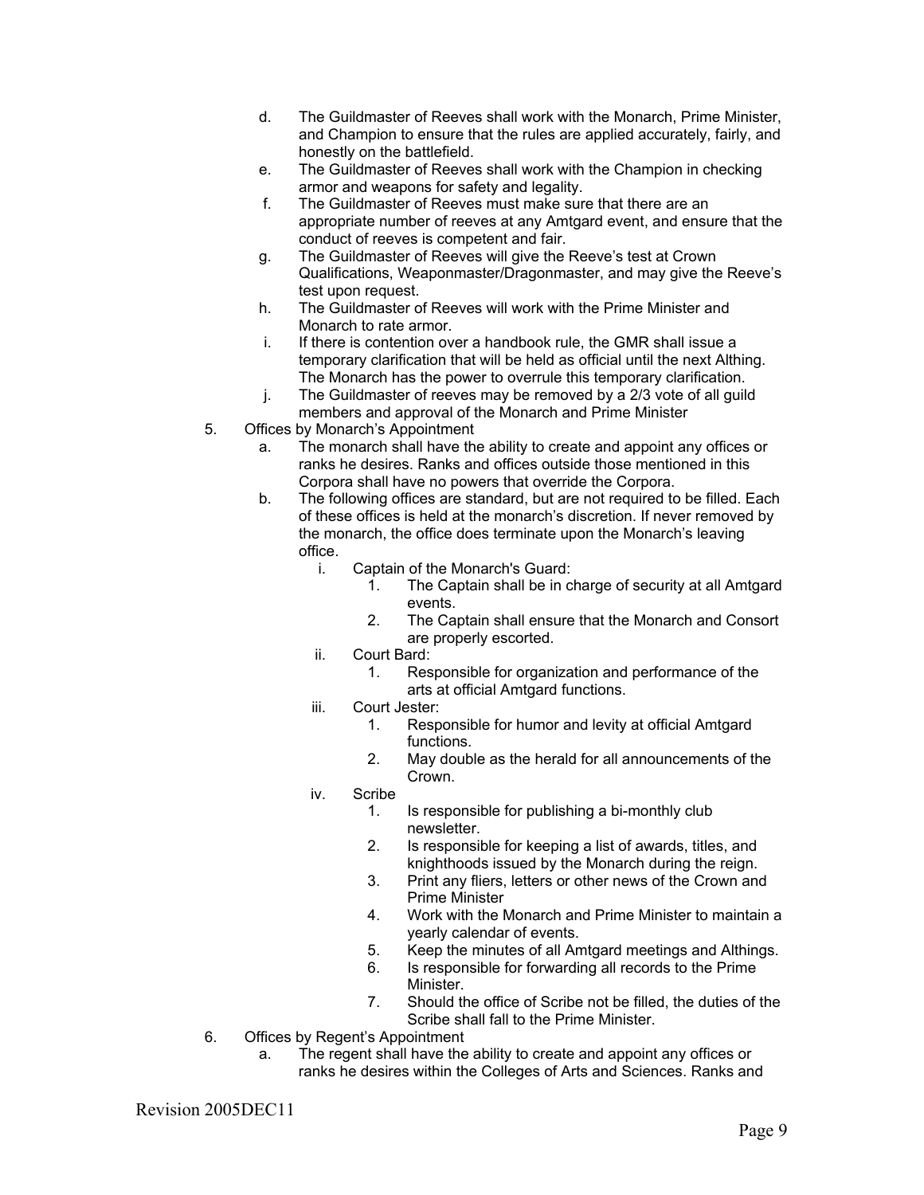d. The Guildmaster of Reeves shall work with the Monarch, Prime Minister, and Champion to ensure that the rules are applied accurately, fairly, and honestly on the battlefield.

e. The Guildmaster of Reeves shall work with the Champion in checking armor and weapons for safety and legality.

f. The Guildmaster of Reeves must make sure that there are an appropriate number of reeves at any Amtgard event, and ensure that the conduct of reeves is competent and fair.

g. The Guildmaster of Reeves will give the Reeve's test at Crown Qualifications, Weaponmaster/Dragonmaster, and may give the Reeve's test upon request.

h. The Guildmaster of Reeves will work with the Prime Minister and Monarch to rate armor.

i. If there is contention over a handbook rule, the GMR shall issue a temporary clarification that will be held as official until the next Althing. The Monarch has the power to overrule this temporary clarification.

j. The Guildmaster of reeves may be removed by a 2/3 vote of all guild members and approval of the Monarch and Prime Minister

5. Offices by Monarch's Appointment
    a. The monarch shall have the ability to create and appoint any offices or ranks he desires. Ranks and offices outside those mentioned in this Corpora shall have no powers that override the Corpora.
    b. The following offices are standard, but are not required to be filled. Each of these offices is held at the monarch's discretion. If never removed by the monarch, the office does terminate upon the Monarch's leaving office.
        i. Captain of the Monarch's Guard:
            1. The Captain shall be in charge of security at all Amtgard events.
            2. The Captain shall ensure that the Monarch and Consort are properly escorted.
        ii. Court Bard:
            1. Responsible for organization and performance of the arts at official Amtgard functions.
        iii. Court Jester:
            1. Responsible for humor and levity at official Amtgard functions.
            2. May double as the herald for all announcements of the Crown.
        iv. Scribe
            1. Is responsible for publishing a bi-monthly club newsletter.
            2. Is responsible for keeping a list of awards, titles, and knighthoods issued by the Monarch during the reign.
            3. Print any fliers, letters or other news of the Crown and Prime Minister
            4. Work with the Monarch and Prime Minister to maintain a yearly calendar of events.
            5. Keep the minutes of all Amtgard meetings and Althings.
            6. Is responsible for forwarding all records to the Prime Minister.
            7. Should the office of Scribe not be filled, the duties of the Scribe shall fall to the Prime Minister.
6. Offices by Regent's Appointment
    a. The regent shall have the ability to create and appoint any offices or ranks he desires within the Colleges of Arts and Sciences. Ranks and

Revision 2005DEC11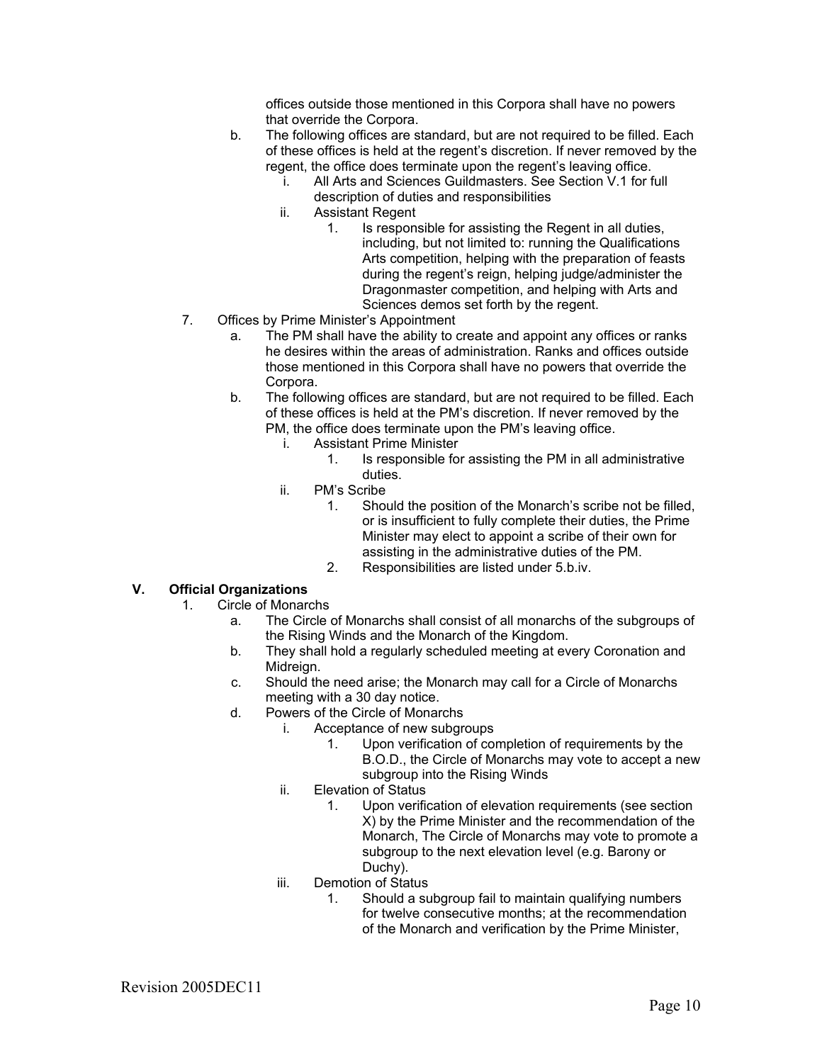offices outside those mentioned in this Corpora shall have no powers that override the Corpora.

b. The following offices are standard, but are not required to be filled. Each of these offices is held at the regent's discretion. If never removed by the regent, the office does terminate upon the regent's leaving office.
   i. All Arts and Sciences Guildmasters. See Section V.1 for full description of duties and responsibilities
   ii. Assistant Regent
      1. Is responsible for assisting the Regent in all duties, including, but not limited to: running the Qualifications Arts competition, helping with the preparation of feasts during the regent's reign, helping judge/administer the Dragonmaster competition, and helping with Arts and Sciences demos set forth by the regent.

7. Offices by Prime Minister's Appointment
   a. The PM shall have the ability to create and appoint any offices or ranks he desires within the areas of administration. Ranks and offices outside those mentioned in this Corpora shall have no powers that override the Corpora.
   b. The following offices are standard, but are not required to be filled. Each of these offices is held at the PM's discretion. If never removed by the PM, the office does terminate upon the PM's leaving office.
      i. Assistant Prime Minister
         1. Is responsible for assisting the PM in all administrative duties.
      ii. PM's Scribe
         1. Should the position of the Monarch's scribe not be filled, or is insufficient to fully complete their duties, the Prime Minister may elect to appoint a scribe of their own for assisting in the administrative duties of the PM.
         2. Responsibilities are listed under 5.b.iv.

## V. Official Organizations

1. Circle of Monarchs
   a. The Circle of Monarchs shall consist of all monarchs of the subgroups of the Rising Winds and the Monarch of the Kingdom.
   b. They shall hold a regularly scheduled meeting at every Coronation and Midreign.
   c. Should the need arise; the Monarch may call for a Circle of Monarchs meeting with a 30 day notice.
   d. Powers of the Circle of Monarchs
      i. Acceptance of new subgroups
         1. Upon verification of completion of requirements by the B.O.D., the Circle of Monarchs may vote to accept a new subgroup into the Rising Winds
      ii. Elevation of Status
         1. Upon verification of elevation requirements (see section X) by the Prime Minister and the recommendation of the Monarch, The Circle of Monarchs may vote to promote a subgroup to the next elevation level (e.g. Barony or Duchy).
      iii. Demotion of Status
         1. Should a subgroup fail to maintain qualifying numbers for twelve consecutive months; at the recommendation of the Monarch and verification by the Prime Minister,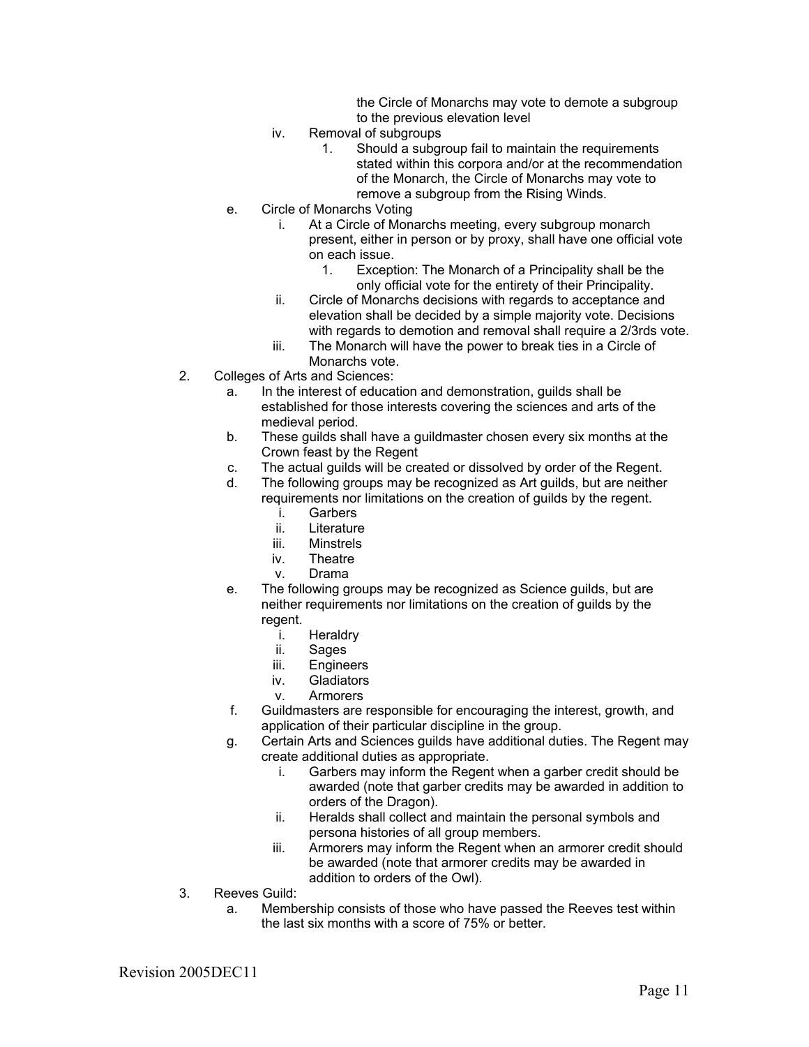the Circle of Monarchs may vote to demote a subgroup to the previous elevation level

   iv. Removal of subgroups
      1. Should a subgroup fail to maintain the requirements stated within this corpora and/or at the recommendation of the Monarch, the Circle of Monarchs may vote to remove a subgroup from the Rising Winds.

e. Circle of Monarchs Voting
   i. At a Circle of Monarchs meeting, every subgroup monarch present, either in person or by proxy, shall have one official vote on each issue.
      1. Exception: The Monarch of a Principality shall be the only official vote for the entirety of their Principality.
   ii. Circle of Monarchs decisions with regards to acceptance and elevation shall be decided by a simple majority vote. Decisions with regards to demotion and removal shall require a 2/3rds vote.
   iii. The Monarch will have the power to break ties in a Circle of Monarchs vote.

2. Colleges of Arts and Sciences:
   a. In the interest of education and demonstration, guilds shall be established for those interests covering the sciences and arts of the medieval period.
   b. These guilds shall have a guildmaster chosen every six months at the Crown feast by the Regent
   c. The actual guilds will be created or dissolved by order of the Regent.
   d. The following groups may be recognized as Art guilds, but are neither requirements nor limitations on the creation of guilds by the regent.
      i. Garbers
      ii. Literature
      iii. Minstrels
      iv. Theatre
      v. Drama
   e. The following groups may be recognized as Science guilds, but are neither requirements nor limitations on the creation of guilds by the regent.
      i. Heraldry
      ii. Sages
      iii. Engineers
      iv. Gladiators
      v. Armorers
   f. Guildmasters are responsible for encouraging the interest, growth, and application of their particular discipline in the group.
   g. Certain Arts and Sciences guilds have additional duties. The Regent may create additional duties as appropriate.
      i. Garbers may inform the Regent when a garber credit should be awarded (note that garber credits may be awarded in addition to orders of the Dragon).
      ii. Heralds shall collect and maintain the personal symbols and persona histories of all group members.
      iii. Armorers may inform the Regent when an armorer credit should be awarded (note that armorer credits may be awarded in addition to orders of the Owl).

3. Reeves Guild:
   a. Membership consists of those who have passed the Reeves test within the last six months with a score of 75% or better.

Revision 2005DEC11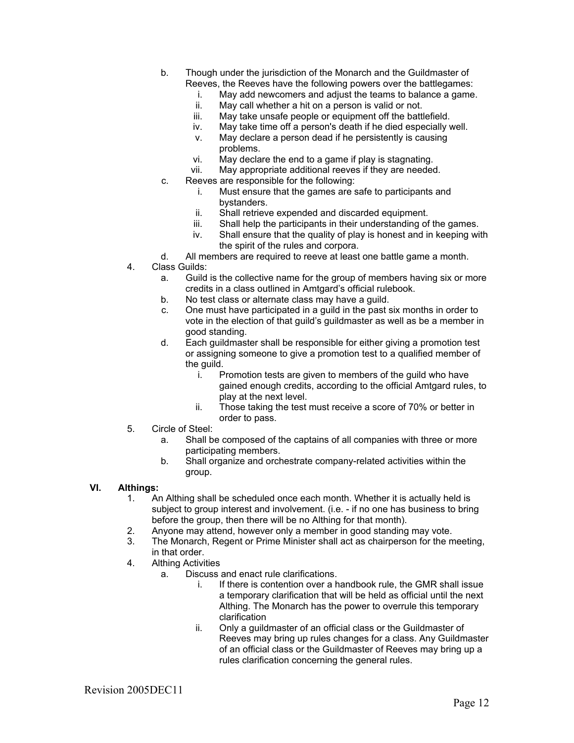b. Though under the jurisdiction of the Monarch and the Guildmaster of Reeves, the Reeves have the following powers over the battlegames:
    i. May add newcomers and adjust the teams to balance a game.
    ii. May call whether a hit on a person is valid or not.
    iii. May take unsafe people or equipment off the battlefield.
    iv. May take time off a person's death if he died especially well.
    v. May declare a person dead if he persistently is causing problems.
    vi. May declare the end to a game if play is stagnating.
    vii. May appropriate additional reeves if they are needed.

c. Reeves are responsible for the following:
    i. Must ensure that the games are safe to participants and bystanders.
    ii. Shall retrieve expended and discarded equipment.
    iii. Shall help the participants in their understanding of the games.
    iv. Shall ensure that the quality of play is honest and in keeping with the spirit of the rules and corpora.

d. All members are required to reeve at least one battle game a month.

4. Class Guilds:
    a. Guild is the collective name for the group of members having six or more credits in a class outlined in Amtgard's official rulebook.
    b. No test class or alternate class may have a guild.
    c. One must have participated in a guild in the past six months in order to vote in the election of that guild's guildmaster as well as be a member in good standing.
    d. Each guildmaster shall be responsible for either giving a promotion test or assigning someone to give a promotion test to a qualified member of the guild.
        i. Promotion tests are given to members of the guild who have gained enough credits, according to the official Amtgard rules, to play at the next level.
        ii. Those taking the test must receive a score of 70% or better in order to pass.

5. Circle of Steel:
    a. Shall be composed of the captains of all companies with three or more participating members.
    b. Shall organize and orchestrate company-related activities within the group.

## VI. Althings:

1. An Althing shall be scheduled once each month. Whether it is actually held is subject to group interest and involvement. (i.e. - if no one has business to bring before the group, then there will be no Althing for that month).
2. Anyone may attend, however only a member in good standing may vote.
3. The Monarch, Regent or Prime Minister shall act as chairperson for the meeting, in that order.
4. Althing Activities
    a. Discuss and enact rule clarifications.
        i. If there is contention over a handbook rule, the GMR shall issue a temporary clarification that will be held as official until the next Althing. The Monarch has the power to overrule this temporary clarification
        ii. Only a guildmaster of an official class or the Guildmaster of Reeves may bring up rules changes for a class. Any Guildmaster of an official class or the Guildmaster of Reeves may bring up a rules clarification concerning the general rules.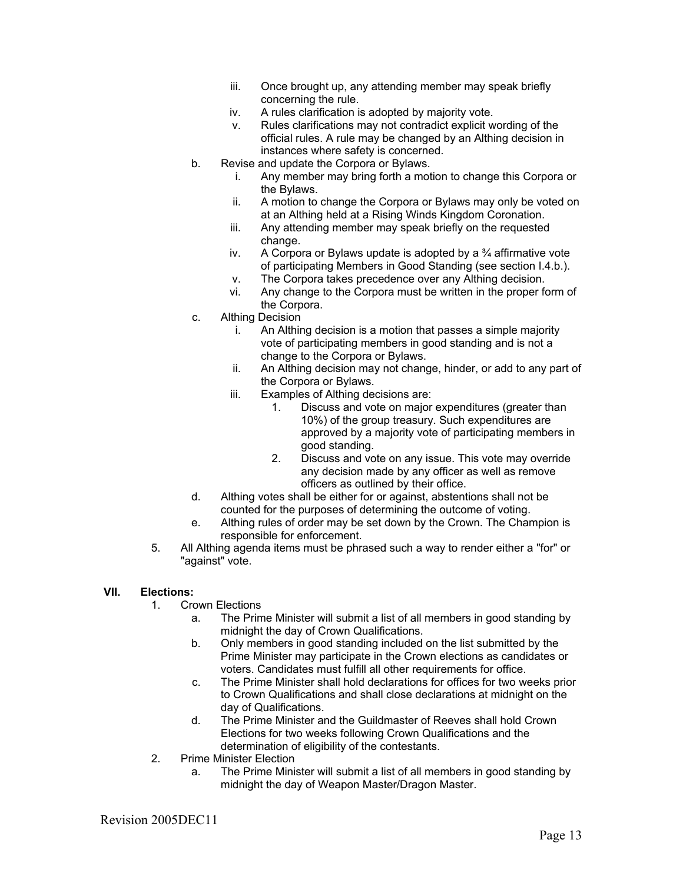iii. Once brought up, any attending member may speak briefly concerning the rule.
   iv. A rules clarification is adopted by majority vote.
   v. Rules clarifications may not contradict explicit wording of the official rules. A rule may be changed by an Althing decision in instances where safety is concerned.
  b. Revise and update the Corpora or Bylaws.
   i. Any member may bring forth a motion to change this Corpora or the Bylaws.
   ii. A motion to change the Corpora or Bylaws may only be voted on at an Althing held at a Rising Winds Kingdom Coronation.
   iii. Any attending member may speak briefly on the requested change.
   iv. A Corpora or Bylaws update is adopted by a ¾ affirmative vote of participating Members in Good Standing (see section I.4.b.).
   v. The Corpora takes precedence over any Althing decision.
   vi. Any change to the Corpora must be written in the proper form of the Corpora.
  c. Althing Decision
   i. An Althing decision is a motion that passes a simple majority vote of participating members in good standing and is not a change to the Corpora or Bylaws.
   ii. An Althing decision may not change, hinder, or add to any part of the Corpora or Bylaws.
   iii. Examples of Althing decisions are:
    1. Discuss and vote on major expenditures (greater than 10%) of the group treasury. Such expenditures are approved by a majority vote of participating members in good standing.
    2. Discuss and vote on any issue. This vote may override any decision made by any officer as well as remove officers as outlined by their office.
  d. Althing votes shall be either for or against, abstentions shall not be counted for the purposes of determining the outcome of voting.
  e. Althing rules of order may be set down by the Crown. The Champion is responsible for enforcement.
 5. All Althing agenda items must be phrased such a way to render either a "for" or "against" vote.

**VII. Elections:**

 1. Crown Elections
  a. The Prime Minister will submit a list of all members in good standing by midnight the day of Crown Qualifications.
  b. Only members in good standing included on the list submitted by the Prime Minister may participate in the Crown elections as candidates or voters. Candidates must fulfill all other requirements for office.
  c. The Prime Minister shall hold declarations for offices for two weeks prior to Crown Qualifications and shall close declarations at midnight on the day of Qualifications.
  d. The Prime Minister and the Guildmaster of Reeves shall hold Crown Elections for two weeks following Crown Qualifications and the determination of eligibility of the contestants.
 2. Prime Minister Election
  a. The Prime Minister will submit a list of all members in good standing by midnight the day of Weapon Master/Dragon Master.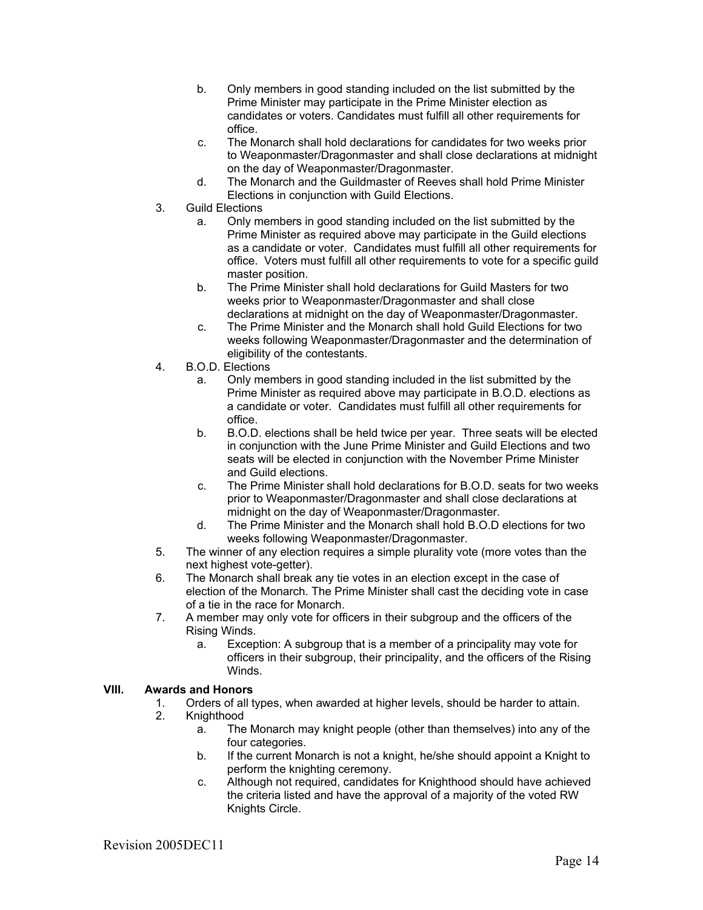b. Only members in good standing included on the list submitted by the Prime Minister may participate in the Prime Minister election as candidates or voters. Candidates must fulfill all other requirements for office.
   c. The Monarch shall hold declarations for candidates for two weeks prior to Weaponmaster/Dragonmaster and shall close declarations at midnight on the day of Weaponmaster/Dragonmaster.
   d. The Monarch and the Guildmaster of Reeves shall hold Prime Minister Elections in conjunction with Guild Elections.

3. Guild Elections
   a. Only members in good standing included on the list submitted by the Prime Minister as required above may participate in the Guild elections as a candidate or voter. Candidates must fulfill all other requirements for office. Voters must fulfill all other requirements to vote for a specific guild master position.
   b. The Prime Minister shall hold declarations for Guild Masters for two weeks prior to Weaponmaster/Dragonmaster and shall close declarations at midnight on the day of Weaponmaster/Dragonmaster.
   c. The Prime Minister and the Monarch shall hold Guild Elections for two weeks following Weaponmaster/Dragonmaster and the determination of eligibility of the contestants.

4. B.O.D. Elections
   a. Only members in good standing included in the list submitted by the Prime Minister as required above may participate in B.O.D. elections as a candidate or voter. Candidates must fulfill all other requirements for office.
   b. B.O.D. elections shall be held twice per year. Three seats will be elected in conjunction with the June Prime Minister and Guild Elections and two seats will be elected in conjunction with the November Prime Minister and Guild elections.
   c. The Prime Minister shall hold declarations for B.O.D. seats for two weeks prior to Weaponmaster/Dragonmaster and shall close declarations at midnight on the day of Weaponmaster/Dragonmaster.
   d. The Prime Minister and the Monarch shall hold B.O.D elections for two weeks following Weaponmaster/Dragonmaster.

5. The winner of any election requires a simple plurality vote (more votes than the next highest vote-getter).
6. The Monarch shall break any tie votes in an election except in the case of election of the Monarch. The Prime Minister shall cast the deciding vote in case of a tie in the race for Monarch.
7. A member may only vote for officers in their subgroup and the officers of the Rising Winds.
   a. Exception: A subgroup that is a member of a principality may vote for officers in their subgroup, their principality, and the officers of the Rising Winds.

## VIII. Awards and Honors

1. Orders of all types, when awarded at higher levels, should be harder to attain.
2. Knighthood
   a. The Monarch may knight people (other than themselves) into any of the four categories.
   b. If the current Monarch is not a knight, he/she should appoint a Knight to perform the knighting ceremony.
   c. Although not required, candidates for Knighthood should have achieved the criteria listed and have the approval of a majority of the voted RW Knights Circle.

Revision 2005DEC11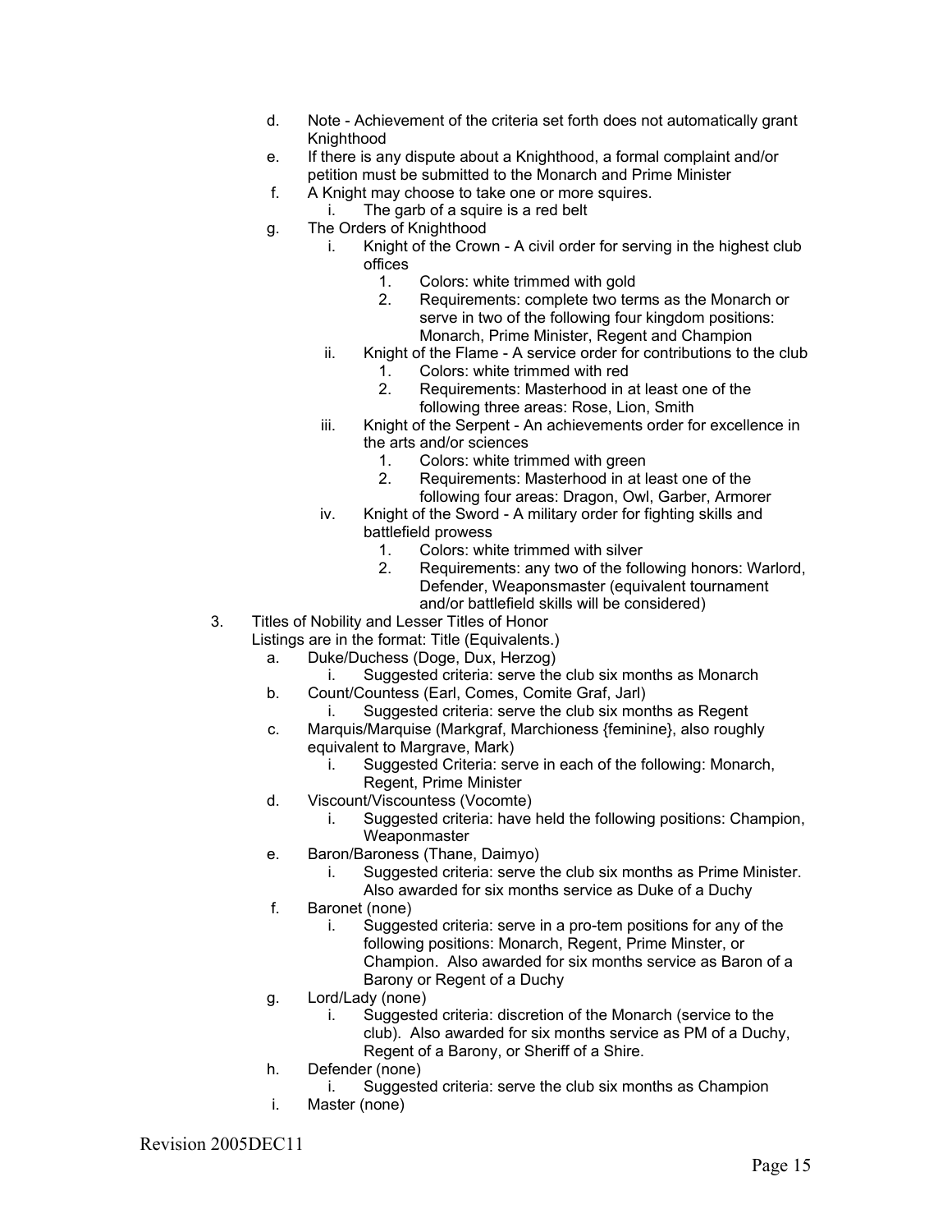d. Note - Achievement of the criteria set forth does not automatically grant Knighthood

e. If there is any dispute about a Knighthood, a formal complaint and/or petition must be submitted to the Monarch and Prime Minister

f. A Knight may choose to take one or more squires.
   - i. The garb of a squire is a red belt

g. The Orders of Knighthood
   - i. Knight of the Crown - A civil order for serving in the highest club offices
     1. Colors: white trimmed with gold
     2. Requirements: complete two terms as the Monarch or serve in two of the following four kingdom positions: Monarch, Prime Minister, Regent and Champion
   - ii. Knight of the Flame - A service order for contributions to the club
     1. Colors: white trimmed with red
     2. Requirements: Masterhood in at least one of the following three areas: Rose, Lion, Smith
   - iii. Knight of the Serpent - An achievements order for excellence in the arts and/or sciences
     1. Colors: white trimmed with green
     2. Requirements: Masterhood in at least one of the following four areas: Dragon, Owl, Garber, Armorer
   - iv. Knight of the Sword - A military order for fighting skills and battlefield prowess
     1. Colors: white trimmed with silver
     2. Requirements: any two of the following honors: Warlord, Defender, Weaponsmaster (equivalent tournament and/or battlefield skills will be considered)

3. Titles of Nobility and Lesser Titles of Honor

   Listings are in the format: Title (Equivalents.)

   a. Duke/Duchess (Doge, Dux, Herzog)
      - i. Suggested criteria: serve the club six months as Monarch

   b. Count/Countess (Earl, Comes, Comite Graf, Jarl)
      - i. Suggested criteria: serve the club six months as Regent

   c. Marquis/Marquise (Markgraf, Marchioness {feminine}, also roughly equivalent to Margrave, Mark)
      - i. Suggested Criteria: serve in each of the following: Monarch, Regent, Prime Minister

   d. Viscount/Viscountess (Vocomte)
      - i. Suggested criteria: have held the following positions: Champion, Weaponmaster

   e. Baron/Baroness (Thane, Daimyo)
      - i. Suggested criteria: serve the club six months as Prime Minister. Also awarded for six months service as Duke of a Duchy

   f. Baronet (none)
      - i. Suggested criteria: serve in a pro-tem positions for any of the following positions: Monarch, Regent, Prime Minster, or Champion. Also awarded for six months service as Baron of a Barony or Regent of a Duchy

   g. Lord/Lady (none)
      - i. Suggested criteria: discretion of the Monarch (service to the club). Also awarded for six months service as PM of a Duchy, Regent of a Barony, or Sheriff of a Shire.

   h. Defender (none)
      - i. Suggested criteria: serve the club six months as Champion

   i. Master (none)

Revision 2005DEC11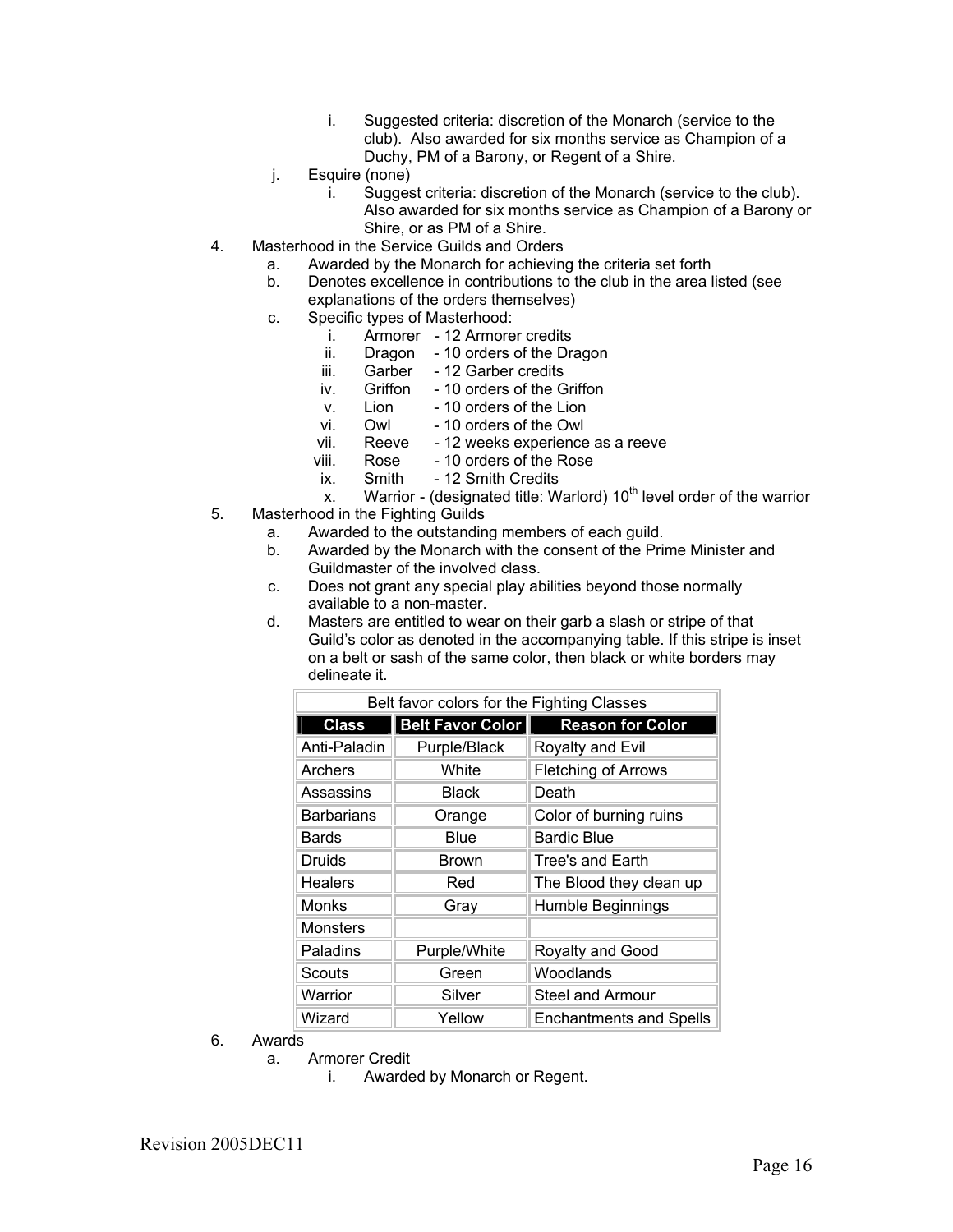i. Suggested criteria: discretion of the Monarch (service to the club). Also awarded for six months service as Champion of a Duchy, PM of a Barony, or Regent of a Shire.
    j. Esquire (none)
        i. Suggest criteria: discretion of the Monarch (service to the club). Also awarded for six months service as Champion of a Barony or Shire, or as PM of a Shire.

4. Masterhood in the Service Guilds and Orders
    a. Awarded by the Monarch for achieving the criteria set forth
    b. Denotes excellence in contributions to the club in the area listed (see explanations of the orders themselves)
    c. Specific types of Masterhood:
        i. Armorer - 12 Armorer credits
        ii. Dragon - 10 orders of the Dragon
        iii. Garber - 12 Garber credits
        iv. Griffon - 10 orders of the Griffon
        v. Lion - 10 orders of the Lion
        vi. Owl - 10 orders of the Owl
        vii. Reeve - 12 weeks experience as a reeve
        viii. Rose - 10 orders of the Rose
        ix. Smith - 12 Smith Credits
        x. Warrior - (designated title: Warlord) 10th level order of the warrior

5. Masterhood in the Fighting Guilds
    a. Awarded to the outstanding members of each guild.
    b. Awarded by the Monarch with the consent of the Prime Minister and Guildmaster of the involved class.
    c. Does not grant any special play abilities beyond those normally available to a non-master.
    d. Masters are entitled to wear on their garb a slash or stripe of that Guild's color as denoted in the accompanying table. If this stripe is inset on a belt or sash of the same color, then black or white borders may delineate it.

Belt favor colors for the Fighting Classes

| Class | Belt Favor Color | Reason for Color |
|---|---|---|
| Anti-Paladin | Purple/Black | Royalty and Evil |
| Archers | White | Fletching of Arrows |
| Assassins | Black | Death |
| Barbarians | Orange | Color of burning ruins |
| Bards | Blue | Bardic Blue |
| Druids | Brown | Tree's and Earth |
| Healers | Red | The Blood they clean up |
| Monks | Gray | Humble Beginnings |
| Monsters | | |
| Paladins | Purple/White | Royalty and Good |
| Scouts | Green | Woodlands |
| Warrior | Silver | Steel and Armour |
| Wizard | Yellow | Enchantments and Spells |

6. Awards
    a. Armorer Credit
        i. Awarded by Monarch or Regent.

Revision 2005DEC11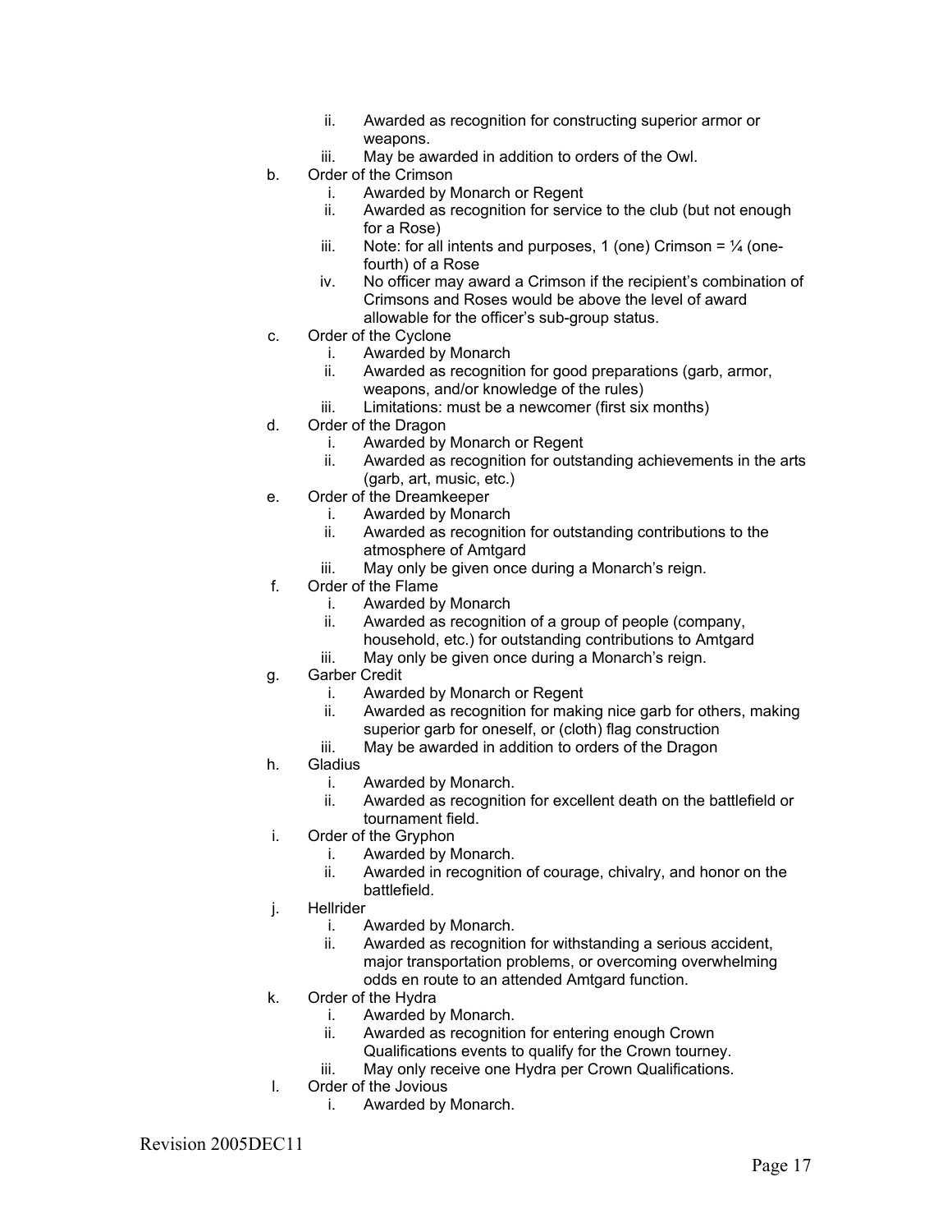ii. Awarded as recognition for constructing superior armor or weapons.
   iii. May be awarded in addition to orders of the Owl.

b. Order of the Crimson
   i. Awarded by Monarch or Regent
   ii. Awarded as recognition for service to the club (but not enough for a Rose)
   iii. Note: for all intents and purposes, 1 (one) Crimson = ¼ (one-fourth) of a Rose
   iv. No officer may award a Crimson if the recipient's combination of Crimsons and Roses would be above the level of award allowable for the officer's sub-group status.

c. Order of the Cyclone
   i. Awarded by Monarch
   ii. Awarded as recognition for good preparations (garb, armor, weapons, and/or knowledge of the rules)
   iii. Limitations: must be a newcomer (first six months)

d. Order of the Dragon
   i. Awarded by Monarch or Regent
   ii. Awarded as recognition for outstanding achievements in the arts (garb, art, music, etc.)

e. Order of the Dreamkeeper
   i. Awarded by Monarch
   ii. Awarded as recognition for outstanding contributions to the atmosphere of Amtgard
   iii. May only be given once during a Monarch's reign.

f. Order of the Flame
   i. Awarded by Monarch
   ii. Awarded as recognition of a group of people (company, household, etc.) for outstanding contributions to Amtgard
   iii. May only be given once during a Monarch's reign.

g. Garber Credit
   i. Awarded by Monarch or Regent
   ii. Awarded as recognition for making nice garb for others, making superior garb for oneself, or (cloth) flag construction
   iii. May be awarded in addition to orders of the Dragon

h. Gladius
   i. Awarded by Monarch.
   ii. Awarded as recognition for excellent death on the battlefield or tournament field.

i. Order of the Gryphon
   i. Awarded by Monarch.
   ii. Awarded in recognition of courage, chivalry, and honor on the battlefield.

j. Hellrider
   i. Awarded by Monarch.
   ii. Awarded as recognition for withstanding a serious accident, major transportation problems, or overcoming overwhelming odds en route to an attended Amtgard function.

k. Order of the Hydra
   i. Awarded by Monarch.
   ii. Awarded as recognition for entering enough Crown Qualifications events to qualify for the Crown tourney.
   iii. May only receive one Hydra per Crown Qualifications.

l. Order of the Jovious
   i. Awarded by Monarch.

Revision 2005DEC11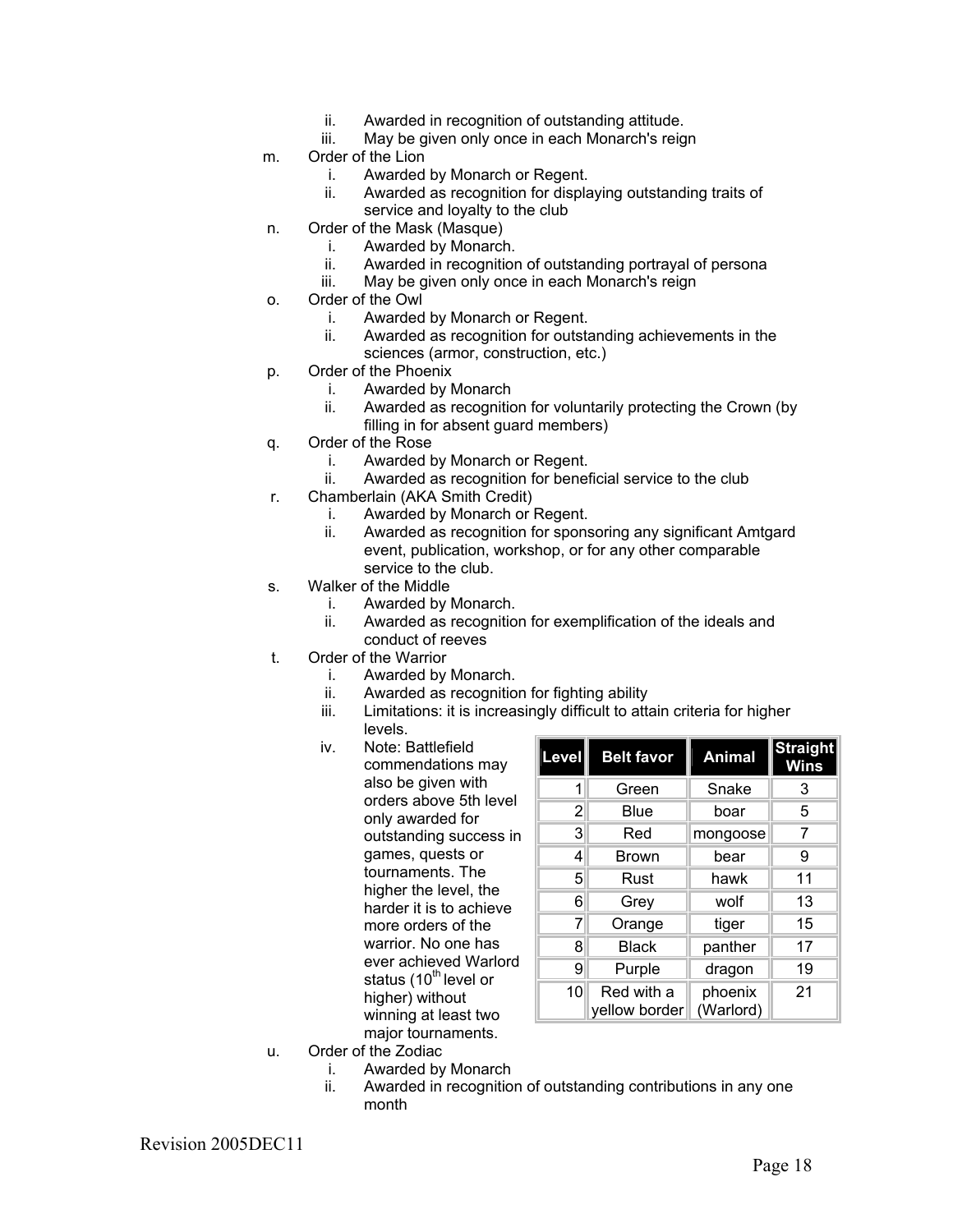ii. Awarded in recognition of outstanding attitude.
   iii. May be given only once in each Monarch's reign

m. Order of the Lion
   i. Awarded by Monarch or Regent.
   ii. Awarded as recognition for displaying outstanding traits of service and loyalty to the club

n. Order of the Mask (Masque)
   i. Awarded by Monarch.
   ii. Awarded in recognition of outstanding portrayal of persona
   iii. May be given only once in each Monarch's reign

o. Order of the Owl
   i. Awarded by Monarch or Regent.
   ii. Awarded as recognition for outstanding achievements in the sciences (armor, construction, etc.)

p. Order of the Phoenix
   i. Awarded by Monarch
   ii. Awarded as recognition for voluntarily protecting the Crown (by filling in for absent guard members)

q. Order of the Rose
   i. Awarded by Monarch or Regent.
   ii. Awarded as recognition for beneficial service to the club

r. Chamberlain (AKA Smith Credit)
   i. Awarded by Monarch or Regent.
   ii. Awarded as recognition for sponsoring any significant Amtgard event, publication, workshop, or for any other comparable service to the club.

s. Walker of the Middle
   i. Awarded by Monarch.
   ii. Awarded as recognition for exemplification of the ideals and conduct of reeves

t. Order of the Warrior
   i. Awarded by Monarch.
   ii. Awarded as recognition for fighting ability
   iii. Limitations: it is increasingly difficult to attain criteria for higher levels.
   iv. Note: Battlefield commendations may also be given with orders above 5th level only awarded for outstanding success in games, quests or tournaments. The higher the level, the harder it is to achieve more orders of the warrior. No one has ever achieved Warlord status (10th level or higher) without winning at least two major tournaments.

| Level | Belt favor | Animal | Straight Wins |
|---|---|---|---|
| 1 | Green | Snake | 3 |
| 2 | Blue | boar | 5 |
| 3 | Red | mongoose | 7 |
| 4 | Brown | bear | 9 |
| 5 | Rust | hawk | 11 |
| 6 | Grey | wolf | 13 |
| 7 | Orange | tiger | 15 |
| 8 | Black | panther | 17 |
| 9 | Purple | dragon | 19 |
| 10 | Red with a yellow border | phoenix (Warlord) | 21 |

u. Order of the Zodiac
   i. Awarded by Monarch
   ii. Awarded in recognition of outstanding contributions in any one month

Revision 2005DEC11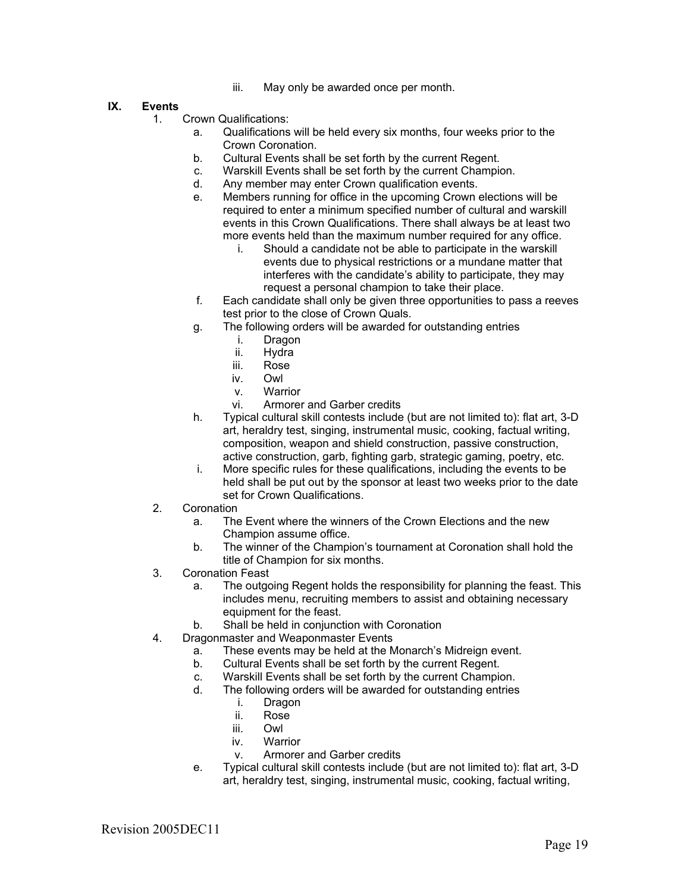iii. May only be awarded once per month.

## IX. Events

1. Crown Qualifications:
    a. Qualifications will be held every six months, four weeks prior to the Crown Coronation.
    b. Cultural Events shall be set forth by the current Regent.
    c. Warskill Events shall be set forth by the current Champion.
    d. Any member may enter Crown qualification events.
    e. Members running for office in the upcoming Crown elections will be required to enter a minimum specified number of cultural and warskill events in this Crown Qualifications. There shall always be at least two more events held than the maximum number required for any office.
        i. Should a candidate not be able to participate in the warskill events due to physical restrictions or a mundane matter that interferes with the candidate's ability to participate, they may request a personal champion to take their place.
    f. Each candidate shall only be given three opportunities to pass a reeves test prior to the close of Crown Quals.
    g. The following orders will be awarded for outstanding entries
        i. Dragon
        ii. Hydra
        iii. Rose
        iv. Owl
        v. Warrior
        vi. Armorer and Garber credits
    h. Typical cultural skill contests include (but are not limited to): flat art, 3-D art, heraldry test, singing, instrumental music, cooking, factual writing, composition, weapon and shield construction, passive construction, active construction, garb, fighting garb, strategic gaming, poetry, etc.
    i. More specific rules for these qualifications, including the events to be held shall be put out by the sponsor at least two weeks prior to the date set for Crown Qualifications.
2. Coronation
    a. The Event where the winners of the Crown Elections and the new Champion assume office.
    b. The winner of the Champion's tournament at Coronation shall hold the title of Champion for six months.
3. Coronation Feast
    a. The outgoing Regent holds the responsibility for planning the feast. This includes menu, recruiting members to assist and obtaining necessary equipment for the feast.
    b. Shall be held in conjunction with Coronation
4. Dragonmaster and Weaponmaster Events
    a. These events may be held at the Monarch's Midreign event.
    b. Cultural Events shall be set forth by the current Regent.
    c. Warskill Events shall be set forth by the current Champion.
    d. The following orders will be awarded for outstanding entries
        i. Dragon
        ii. Rose
        iii. Owl
        iv. Warrior
        v. Armorer and Garber credits
    e. Typical cultural skill contests include (but are not limited to): flat art, 3-D art, heraldry test, singing, instrumental music, cooking, factual writing,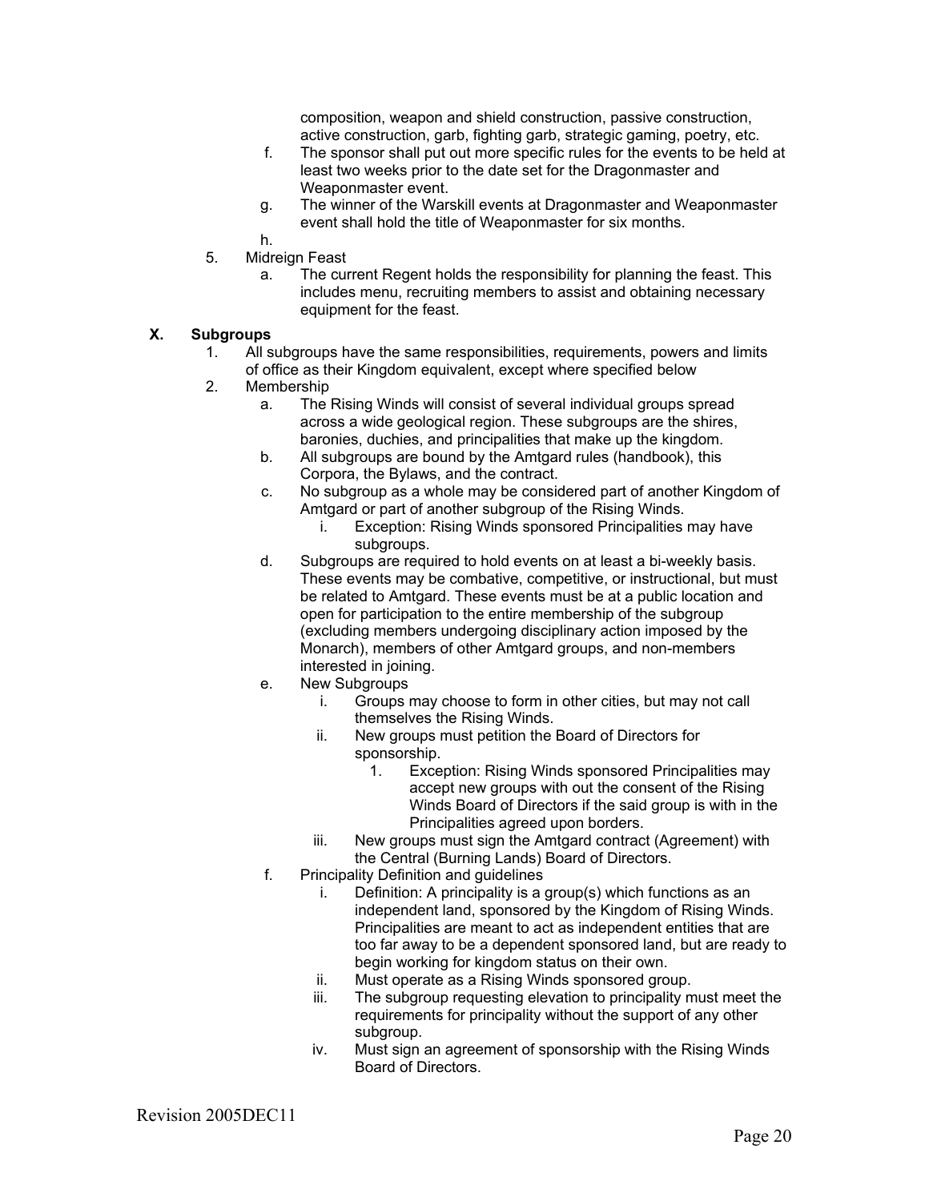composition, weapon and shield construction, passive construction, active construction, garb, fighting garb, strategic gaming, poetry, etc.

f. The sponsor shall put out more specific rules for the events to be held at least two weeks prior to the date set for the Dragonmaster and Weaponmaster event.

g. The winner of the Warskill events at Dragonmaster and Weaponmaster event shall hold the title of Weaponmaster for six months.

h.

5. Midreign Feast
   a. The current Regent holds the responsibility for planning the feast. This includes menu, recruiting members to assist and obtaining necessary equipment for the feast.

## X. Subgroups

1. All subgroups have the same responsibilities, requirements, powers and limits of office as their Kingdom equivalent, except where specified below
2. Membership
   a. The Rising Winds will consist of several individual groups spread across a wide geological region. These subgroups are the shires, baronies, duchies, and principalities that make up the kingdom.
   b. All subgroups are bound by the Amtgard rules (handbook), this Corpora, the Bylaws, and the contract.
   c. No subgroup as a whole may be considered part of another Kingdom of Amtgard or part of another subgroup of the Rising Winds.
      i. Exception: Rising Winds sponsored Principalities may have subgroups.
   d. Subgroups are required to hold events on at least a bi-weekly basis. These events may be combative, competitive, or instructional, but must be related to Amtgard. These events must be at a public location and open for participation to the entire membership of the subgroup (excluding members undergoing disciplinary action imposed by the Monarch), members of other Amtgard groups, and non-members interested in joining.
   e. New Subgroups
      i. Groups may choose to form in other cities, but may not call themselves the Rising Winds.
      ii. New groups must petition the Board of Directors for sponsorship.
         1. Exception: Rising Winds sponsored Principalities may accept new groups with out the consent of the Rising Winds Board of Directors if the said group is with in the Principalities agreed upon borders.
      iii. New groups must sign the Amtgard contract (Agreement) with the Central (Burning Lands) Board of Directors.
   f. Principality Definition and guidelines
      i. Definition: A principality is a group(s) which functions as an independent land, sponsored by the Kingdom of Rising Winds. Principalities are meant to act as independent entities that are too far away to be a dependent sponsored land, but are ready to begin working for kingdom status on their own.
      ii. Must operate as a Rising Winds sponsored group.
      iii. The subgroup requesting elevation to principality must meet the requirements for principality without the support of any other subgroup.
      iv. Must sign an agreement of sponsorship with the Rising Winds Board of Directors.

Revision 2005DEC11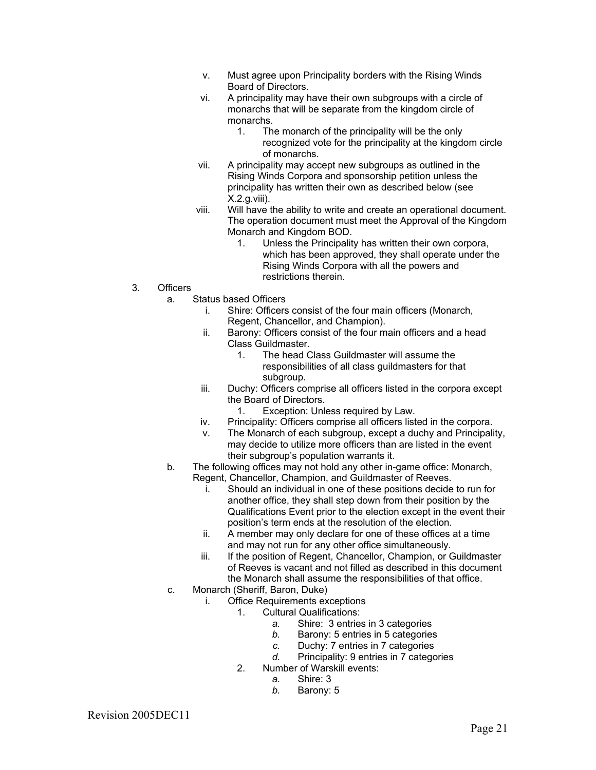v. Must agree upon Principality borders with the Rising Winds Board of Directors.

vi. A principality may have their own subgroups with a circle of monarchs that will be separate from the kingdom circle of monarchs.

  1. The monarch of the principality will be the only recognized vote for the principality at the kingdom circle of monarchs.

vii. A principality may accept new subgroups as outlined in the Rising Winds Corpora and sponsorship petition unless the principality has written their own as described below (see X.2.g.viii).

viii. Will have the ability to write and create an operational document. The operation document must meet the Approval of the Kingdom Monarch and Kingdom BOD.

  1. Unless the Principality has written their own corpora, which has been approved, they shall operate under the Rising Winds Corpora with all the powers and restrictions therein.

3. Officers

   a. Status based Officers

      i. Shire: Officers consist of the four main officers (Monarch, Regent, Chancellor, and Champion).

      ii. Barony: Officers consist of the four main officers and a head Class Guildmaster.

         1. The head Class Guildmaster will assume the responsibilities of all class guildmasters for that subgroup.

      iii. Duchy: Officers comprise all officers listed in the corpora except the Board of Directors.

         1. Exception: Unless required by Law.

      iv. Principality: Officers comprise all officers listed in the corpora.

      v. The Monarch of each subgroup, except a duchy and Principality, may decide to utilize more officers than are listed in the event their subgroup's population warrants it.

   b. The following offices may not hold any other in-game office: Monarch, Regent, Chancellor, Champion, and Guildmaster of Reeves.

      i. Should an individual in one of these positions decide to run for another office, they shall step down from their position by the Qualifications Event prior to the election except in the event their position's term ends at the resolution of the election.

      ii. A member may only declare for one of these offices at a time and may not run for any other office simultaneously.

      iii. If the position of Regent, Chancellor, Champion, or Guildmaster of Reeves is vacant and not filled as described in this document the Monarch shall assume the responsibilities of that office.

   c. Monarch (Sheriff, Baron, Duke)

      i. Office Requirements exceptions

         1. Cultural Qualifications:

            *a.* Shire: 3 entries in 3 categories

            *b.* Barony: 5 entries in 5 categories

            *c.* Duchy: 7 entries in 7 categories

            *d.* Principality: 9 entries in 7 categories

         2. Number of Warskill events:

            *a.* Shire: 3

            *b.* Barony: 5

Revision 2005DEC11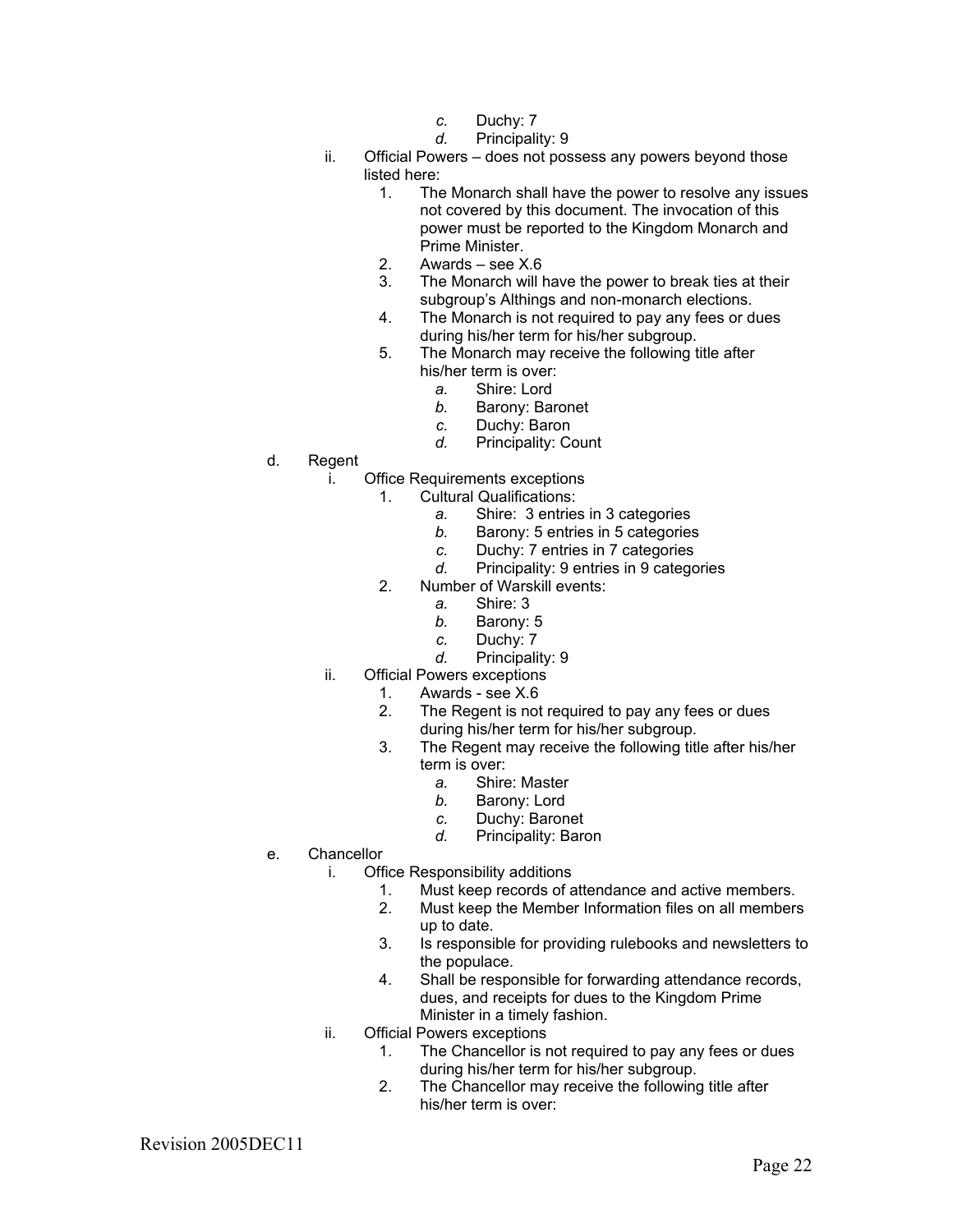c. Duchy: 7
        d. Principality: 9
    ii. Official Powers – does not possess any powers beyond those listed here:
        1. The Monarch shall have the power to resolve any issues not covered by this document. The invocation of this power must be reported to the Kingdom Monarch and Prime Minister.
        2. Awards – see X.6
        3. The Monarch will have the power to break ties at their subgroup's Althings and non-monarch elections.
        4. The Monarch is not required to pay any fees or dues during his/her term for his/her subgroup.
        5. The Monarch may receive the following title after his/her term is over:
            a. Shire: Lord
            b. Barony: Baronet
            c. Duchy: Baron
            d. Principality: Count

d. Regent
    i. Office Requirements exceptions
        1. Cultural Qualifications:
            a. Shire: 3 entries in 3 categories
            b. Barony: 5 entries in 5 categories
            c. Duchy: 7 entries in 7 categories
            d. Principality: 9 entries in 9 categories
        2. Number of Warskill events:
            a. Shire: 3
            b. Barony: 5
            c. Duchy: 7
            d. Principality: 9
    ii. Official Powers exceptions
        1. Awards - see X.6
        2. The Regent is not required to pay any fees or dues during his/her term for his/her subgroup.
        3. The Regent may receive the following title after his/her term is over:
            a. Shire: Master
            b. Barony: Lord
            c. Duchy: Baronet
            d. Principality: Baron

e. Chancellor
    i. Office Responsibility additions
        1. Must keep records of attendance and active members.
        2. Must keep the Member Information files on all members up to date.
        3. Is responsible for providing rulebooks and newsletters to the populace.
        4. Shall be responsible for forwarding attendance records, dues, and receipts for dues to the Kingdom Prime Minister in a timely fashion.
    ii. Official Powers exceptions
        1. The Chancellor is not required to pay any fees or dues during his/her term for his/her subgroup.
        2. The Chancellor may receive the following title after his/her term is over:

Revision 2005DEC11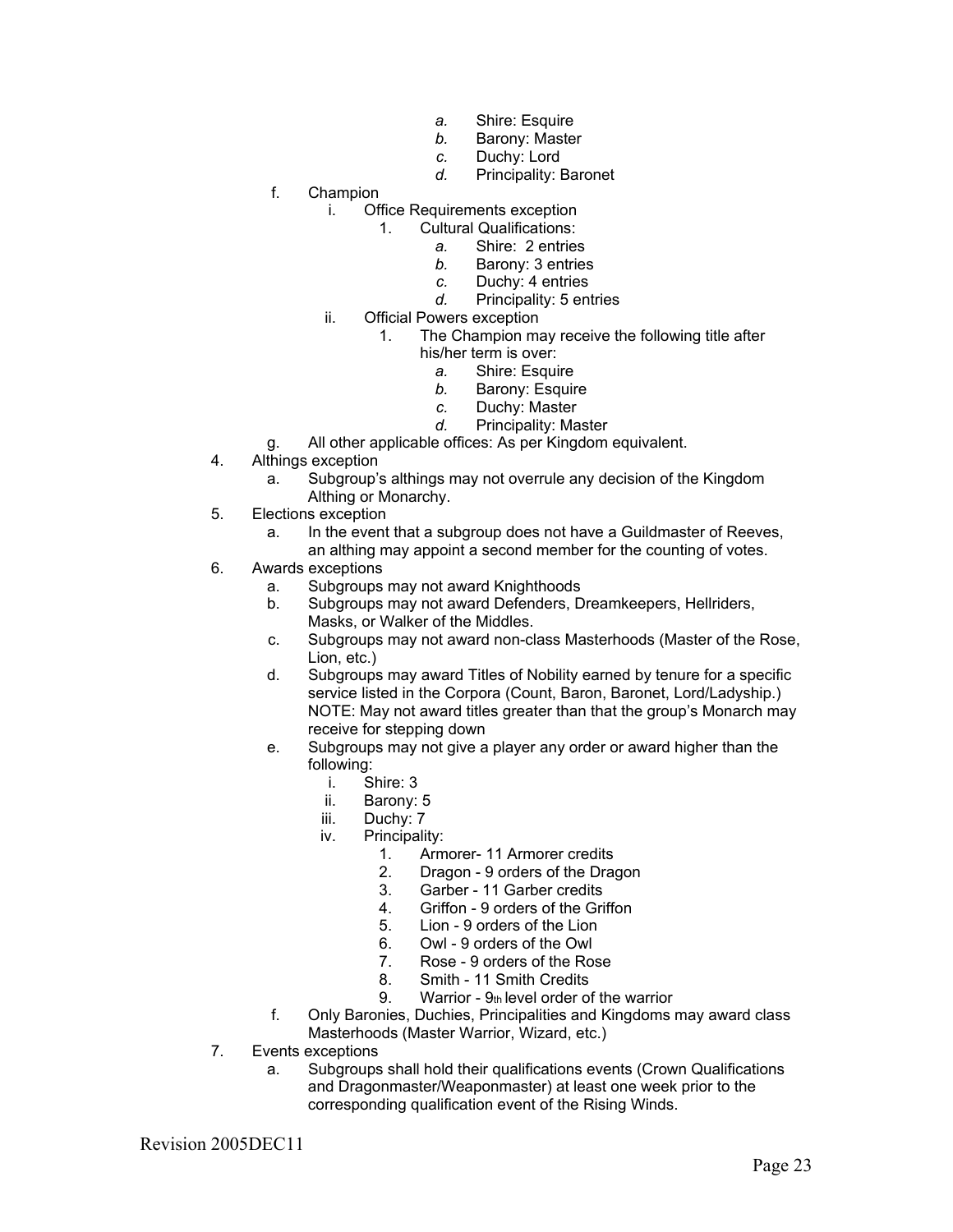a. Shire: Esquire
            b. Barony: Master
            c. Duchy: Lord
            d. Principality: Baronet

   f. Champion
      i. Office Requirements exception
         1. Cultural Qualifications:
            a. Shire: 2 entries
            b. Barony: 3 entries
            c. Duchy: 4 entries
            d. Principality: 5 entries
      ii. Official Powers exception
         1. The Champion may receive the following title after his/her term is over:
            a. Shire: Esquire
            b. Barony: Esquire
            c. Duchy: Master
            d. Principality: Master
   g. All other applicable offices: As per Kingdom equivalent.

4. Althings exception
   a. Subgroup's althings may not overrule any decision of the Kingdom Althing or Monarchy.
5. Elections exception
   a. In the event that a subgroup does not have a Guildmaster of Reeves, an althing may appoint a second member for the counting of votes.
6. Awards exceptions
   a. Subgroups may not award Knighthoods
   b. Subgroups may not award Defenders, Dreamkeepers, Hellriders, Masks, or Walker of the Middles.
   c. Subgroups may not award non-class Masterhoods (Master of the Rose, Lion, etc.)
   d. Subgroups may award Titles of Nobility earned by tenure for a specific service listed in the Corpora (Count, Baron, Baronet, Lord/Ladyship.) NOTE: May not award titles greater than that the group's Monarch may receive for stepping down
   e. Subgroups may not give a player any order or award higher than the following:
      i. Shire: 3
      ii. Barony: 5
      iii. Duchy: 7
      iv. Principality:
         1. Armorer- 11 Armorer credits
         2. Dragon - 9 orders of the Dragon
         3. Garber - 11 Garber credits
         4. Griffon - 9 orders of the Griffon
         5. Lion - 9 orders of the Lion
         6. Owl - 9 orders of the Owl
         7. Rose - 9 orders of the Rose
         8. Smith - 11 Smith Credits
         9. Warrior - 9th level order of the warrior
   f. Only Baronies, Duchies, Principalities and Kingdoms may award class Masterhoods (Master Warrior, Wizard, etc.)
7. Events exceptions
   a. Subgroups shall hold their qualifications events (Crown Qualifications and Dragonmaster/Weaponmaster) at least one week prior to the corresponding qualification event of the Rising Winds.

Revision 2005DEC11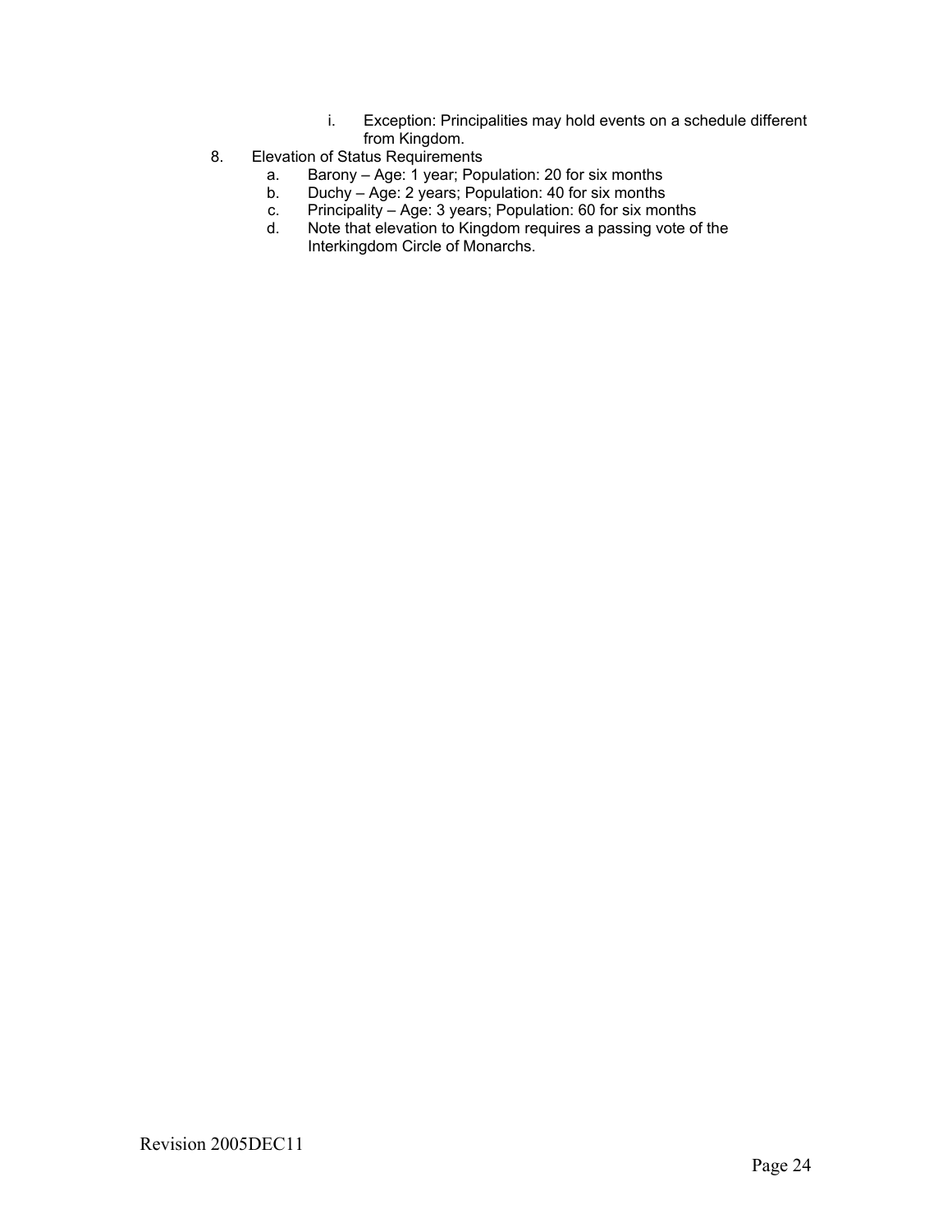i. Exception: Principalities may hold events on a schedule different from Kingdom.

8. Elevation of Status Requirements
    a. Barony – Age: 1 year; Population: 20 for six months
    b. Duchy – Age: 2 years; Population: 40 for six months
    c. Principality – Age: 3 years; Population: 60 for six months
    d. Note that elevation to Kingdom requires a passing vote of the Interkingdom Circle of Monarchs.

Revision 2005DEC11